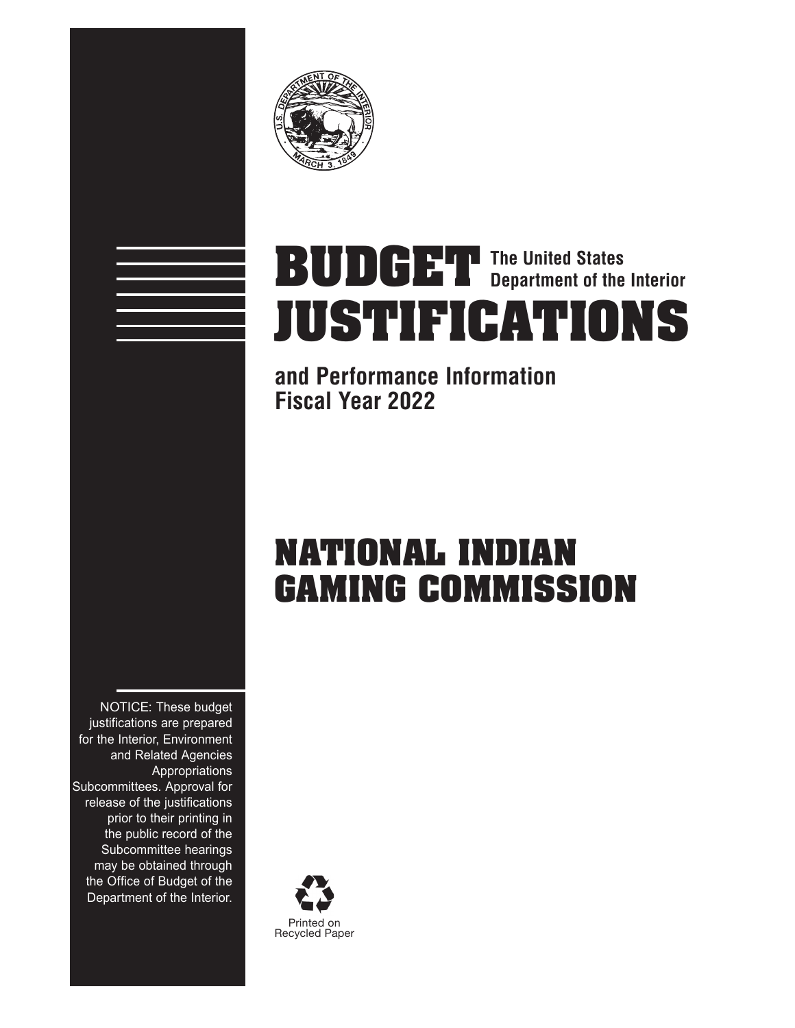# BUDGET JUSTIFICATIONS

The United States Department of the Interior

**and Performance Information Fiscal Year 2022**

# NATIONAL INDIAN GAMING COMMISSION

NOTICE: These budget justifications are prepared for the Interior, Environment and Related Agencies Appropriations Subcommittees. Approval for release of the justifications prior to their printing in the public record of the Subcommittee hearings may be obtained through the Office of Budget of the Department of the Interior.

Printed on Recycled Paper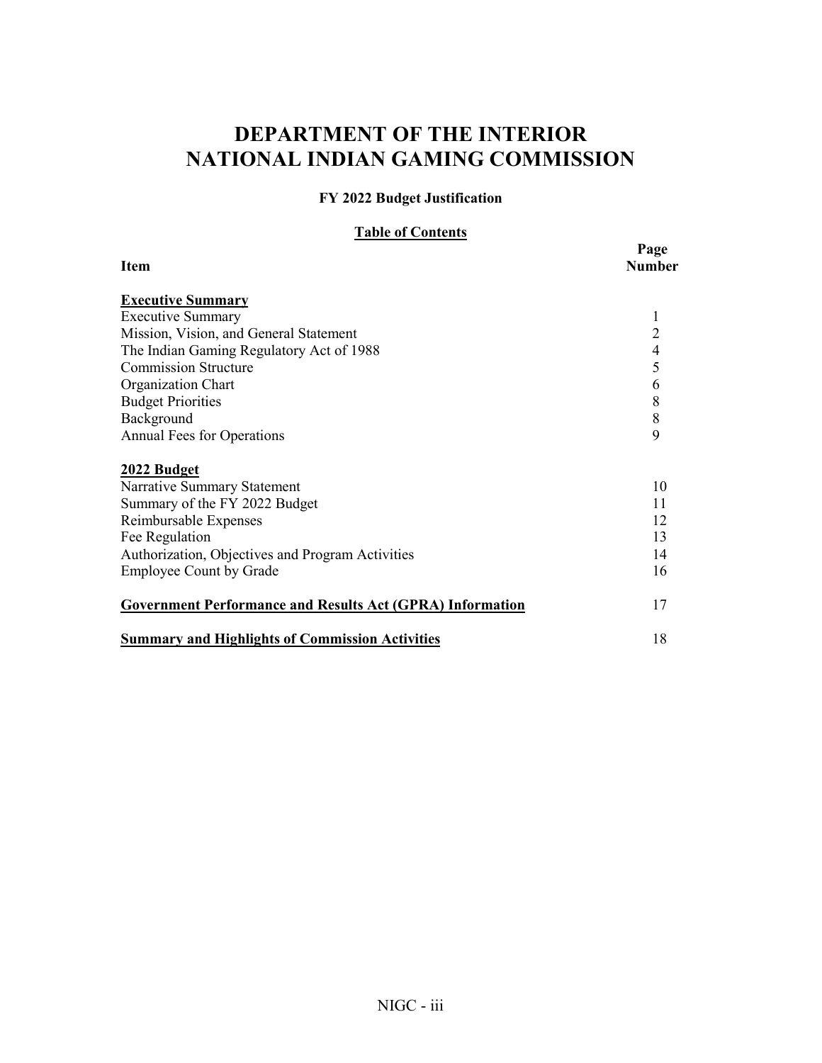# DEPARTMENT OF THE INTERIOR
# NATIONAL INDIAN GAMING COMMISSION

### FY 2022 Budget Justification

**Table of Contents**

| Item | Page Number |
| --- | --- |
| **Executive Summary** | |
| Executive Summary | 1 |
| Mission, Vision, and General Statement | 2 |
| The Indian Gaming Regulatory Act of 1988 | 4 |
| Commission Structure | 5 |
| Organization Chart | 6 |
| Budget Priorities | 8 |
| Background | 8 |
| Annual Fees for Operations | 9 |
| **2022 Budget** | |
| Narrative Summary Statement | 10 |
| Summary of the FY 2022 Budget | 11 |
| Reimbursable Expenses | 12 |
| Fee Regulation | 13 |
| Authorization, Objectives and Program Activities | 14 |
| Employee Count by Grade | 16 |
| **Government Performance and Results Act (GPRA) Information** | 17 |
| **Summary and Highlights of Commission Activities** | 18 |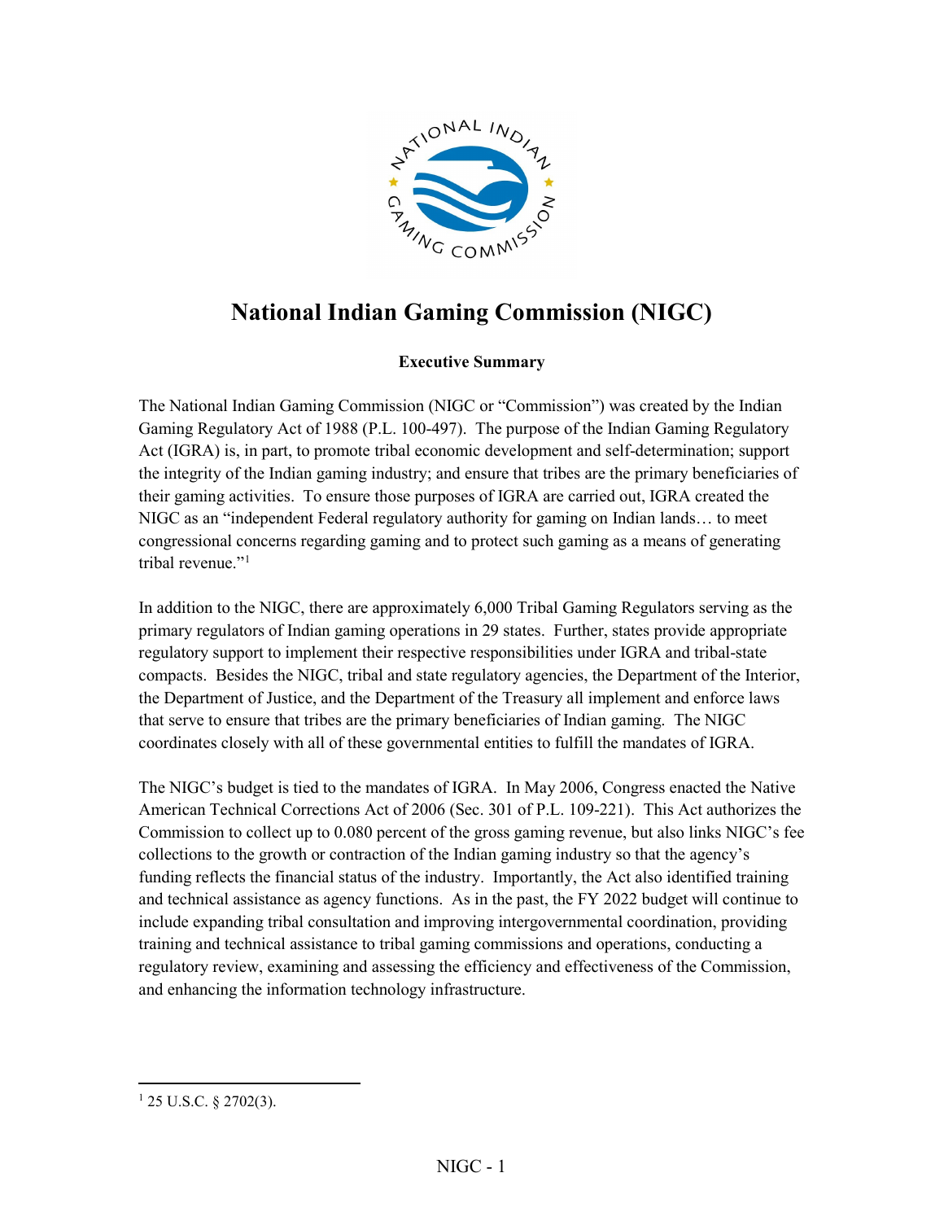# National Indian Gaming Commission (NIGC)

**Executive Summary**

The National Indian Gaming Commission (NIGC or "Commission") was created by the Indian Gaming Regulatory Act of 1988 (P.L. 100-497). The purpose of the Indian Gaming Regulatory Act (IGRA) is, in part, to promote tribal economic development and self-determination; support the integrity of the Indian gaming industry; and ensure that tribes are the primary beneficiaries of their gaming activities. To ensure those purposes of IGRA are carried out, IGRA created the NIGC as an "independent Federal regulatory authority for gaming on Indian lands… to meet congressional concerns regarding gaming and to protect such gaming as a means of generating tribal revenue."[1]

In addition to the NIGC, there are approximately 6,000 Tribal Gaming Regulators serving as the primary regulators of Indian gaming operations in 29 states. Further, states provide appropriate regulatory support to implement their respective responsibilities under IGRA and tribal-state compacts. Besides the NIGC, tribal and state regulatory agencies, the Department of the Interior, the Department of Justice, and the Department of the Treasury all implement and enforce laws that serve to ensure that tribes are the primary beneficiaries of Indian gaming. The NIGC coordinates closely with all of these governmental entities to fulfill the mandates of IGRA.

The NIGC's budget is tied to the mandates of IGRA. In May 2006, Congress enacted the Native American Technical Corrections Act of 2006 (Sec. 301 of P.L. 109-221). This Act authorizes the Commission to collect up to 0.080 percent of the gross gaming revenue, but also links NIGC's fee collections to the growth or contraction of the Indian gaming industry so that the agency's funding reflects the financial status of the industry. Importantly, the Act also identified training and technical assistance as agency functions. As in the past, the FY 2022 budget will continue to include expanding tribal consultation and improving intergovernmental coordination, providing training and technical assistance to tribal gaming commissions and operations, conducting a regulatory review, examining and assessing the efficiency and effectiveness of the Commission, and enhancing the information technology infrastructure.

[1] 25 U.S.C. § 2702(3).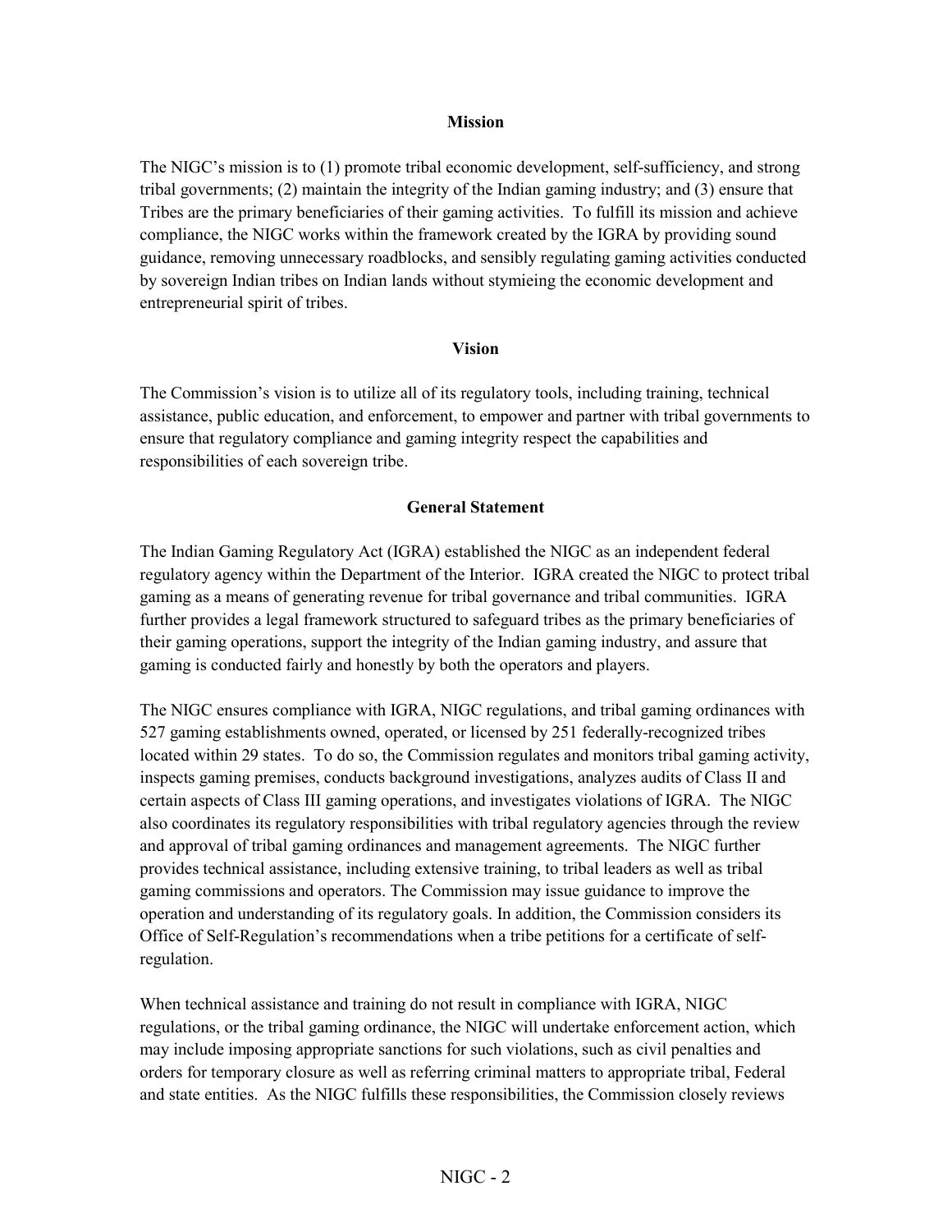## Mission

The NIGC's mission is to (1) promote tribal economic development, self-sufficiency, and strong tribal governments; (2) maintain the integrity of the Indian gaming industry; and (3) ensure that Tribes are the primary beneficiaries of their gaming activities. To fulfill its mission and achieve compliance, the NIGC works within the framework created by the IGRA by providing sound guidance, removing unnecessary roadblocks, and sensibly regulating gaming activities conducted by sovereign Indian tribes on Indian lands without stymieing the economic development and entrepreneurial spirit of tribes.

## Vision

The Commission's vision is to utilize all of its regulatory tools, including training, technical assistance, public education, and enforcement, to empower and partner with tribal governments to ensure that regulatory compliance and gaming integrity respect the capabilities and responsibilities of each sovereign tribe.

## General Statement

The Indian Gaming Regulatory Act (IGRA) established the NIGC as an independent federal regulatory agency within the Department of the Interior. IGRA created the NIGC to protect tribal gaming as a means of generating revenue for tribal governance and tribal communities. IGRA further provides a legal framework structured to safeguard tribes as the primary beneficiaries of their gaming operations, support the integrity of the Indian gaming industry, and assure that gaming is conducted fairly and honestly by both the operators and players.

The NIGC ensures compliance with IGRA, NIGC regulations, and tribal gaming ordinances with 527 gaming establishments owned, operated, or licensed by 251 federally-recognized tribes located within 29 states. To do so, the Commission regulates and monitors tribal gaming activity, inspects gaming premises, conducts background investigations, analyzes audits of Class II and certain aspects of Class III gaming operations, and investigates violations of IGRA. The NIGC also coordinates its regulatory responsibilities with tribal regulatory agencies through the review and approval of tribal gaming ordinances and management agreements. The NIGC further provides technical assistance, including extensive training, to tribal leaders as well as tribal gaming commissions and operators. The Commission may issue guidance to improve the operation and understanding of its regulatory goals. In addition, the Commission considers its Office of Self-Regulation's recommendations when a tribe petitions for a certificate of self-regulation.

When technical assistance and training do not result in compliance with IGRA, NIGC regulations, or the tribal gaming ordinance, the NIGC will undertake enforcement action, which may include imposing appropriate sanctions for such violations, such as civil penalties and orders for temporary closure as well as referring criminal matters to appropriate tribal, Federal and state entities. As the NIGC fulfills these responsibilities, the Commission closely reviews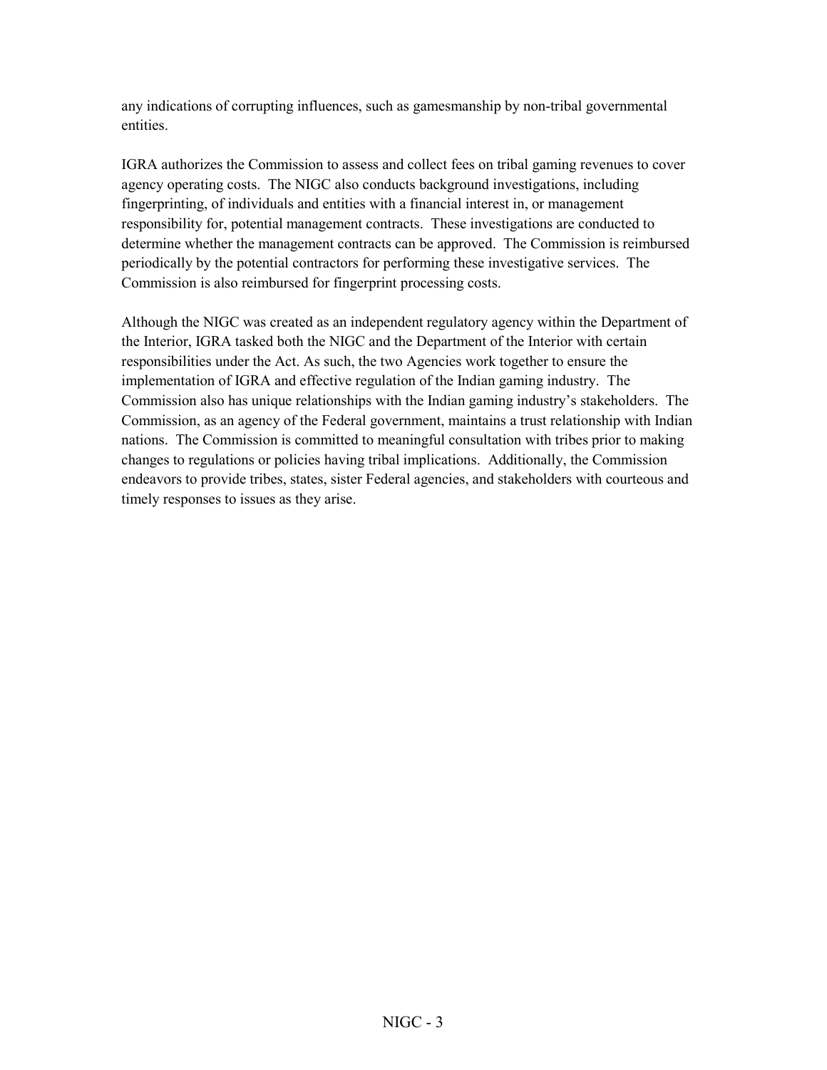any indications of corrupting influences, such as gamesmanship by non-tribal governmental entities.

IGRA authorizes the Commission to assess and collect fees on tribal gaming revenues to cover agency operating costs. The NIGC also conducts background investigations, including fingerprinting, of individuals and entities with a financial interest in, or management responsibility for, potential management contracts. These investigations are conducted to determine whether the management contracts can be approved. The Commission is reimbursed periodically by the potential contractors for performing these investigative services. The Commission is also reimbursed for fingerprint processing costs.

Although the NIGC was created as an independent regulatory agency within the Department of the Interior, IGRA tasked both the NIGC and the Department of the Interior with certain responsibilities under the Act. As such, the two Agencies work together to ensure the implementation of IGRA and effective regulation of the Indian gaming industry. The Commission also has unique relationships with the Indian gaming industry's stakeholders. The Commission, as an agency of the Federal government, maintains a trust relationship with Indian nations. The Commission is committed to meaningful consultation with tribes prior to making changes to regulations or policies having tribal implications. Additionally, the Commission endeavors to provide tribes, states, sister Federal agencies, and stakeholders with courteous and timely responses to issues as they arise.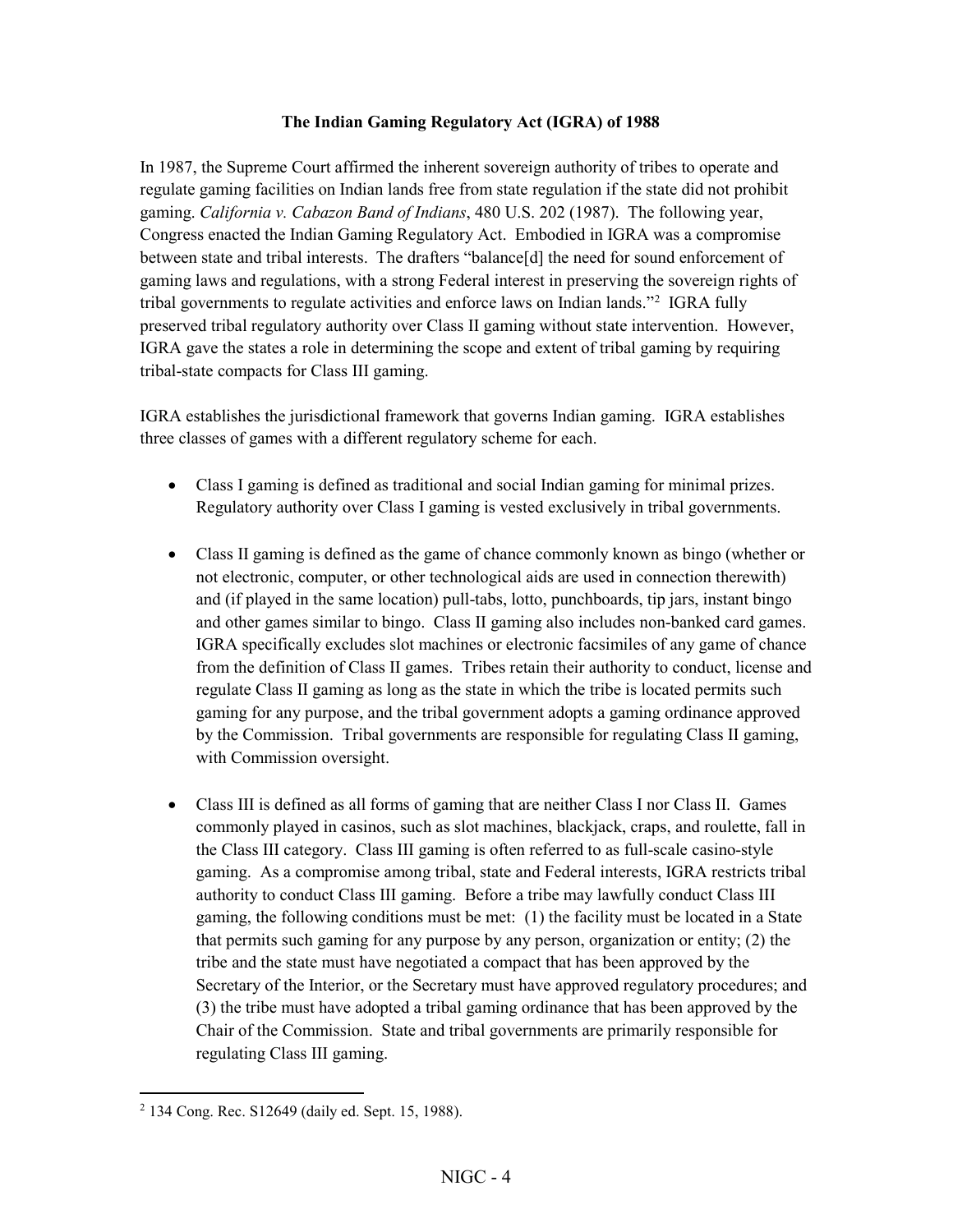**The Indian Gaming Regulatory Act (IGRA) of 1988**

In 1987, the Supreme Court affirmed the inherent sovereign authority of tribes to operate and regulate gaming facilities on Indian lands free from state regulation if the state did not prohibit gaming. *California v. Cabazon Band of Indians*, 480 U.S. 202 (1987). The following year, Congress enacted the Indian Gaming Regulatory Act. Embodied in IGRA was a compromise between state and tribal interests. The drafters "balance[d] the need for sound enforcement of gaming laws and regulations, with a strong Federal interest in preserving the sovereign rights of tribal governments to regulate activities and enforce laws on Indian lands."[2] IGRA fully preserved tribal regulatory authority over Class II gaming without state intervention. However, IGRA gave the states a role in determining the scope and extent of tribal gaming by requiring tribal-state compacts for Class III gaming.

IGRA establishes the jurisdictional framework that governs Indian gaming. IGRA establishes three classes of games with a different regulatory scheme for each.

- Class I gaming is defined as traditional and social Indian gaming for minimal prizes. Regulatory authority over Class I gaming is vested exclusively in tribal governments.

- Class II gaming is defined as the game of chance commonly known as bingo (whether or not electronic, computer, or other technological aids are used in connection therewith) and (if played in the same location) pull-tabs, lotto, punchboards, tip jars, instant bingo and other games similar to bingo. Class II gaming also includes non-banked card games. IGRA specifically excludes slot machines or electronic facsimiles of any game of chance from the definition of Class II games. Tribes retain their authority to conduct, license and regulate Class II gaming as long as the state in which the tribe is located permits such gaming for any purpose, and the tribal government adopts a gaming ordinance approved by the Commission. Tribal governments are responsible for regulating Class II gaming, with Commission oversight.

- Class III is defined as all forms of gaming that are neither Class I nor Class II. Games commonly played in casinos, such as slot machines, blackjack, craps, and roulette, fall in the Class III category. Class III gaming is often referred to as full-scale casino-style gaming. As a compromise among tribal, state and Federal interests, IGRA restricts tribal authority to conduct Class III gaming. Before a tribe may lawfully conduct Class III gaming, the following conditions must be met: (1) the facility must be located in a State that permits such gaming for any purpose by any person, organization or entity; (2) the tribe and the state must have negotiated a compact that has been approved by the Secretary of the Interior, or the Secretary must have approved regulatory procedures; and (3) the tribe must have adopted a tribal gaming ordinance that has been approved by the Chair of the Commission. State and tribal governments are primarily responsible for regulating Class III gaming.

---

[2] 134 Cong. Rec. S12649 (daily ed. Sept. 15, 1988).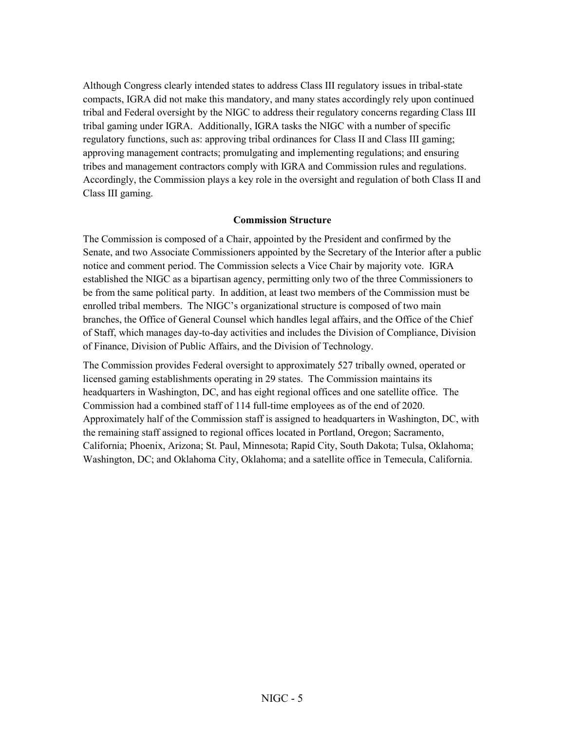Although Congress clearly intended states to address Class III regulatory issues in tribal-state compacts, IGRA did not make this mandatory, and many states accordingly rely upon continued tribal and Federal oversight by the NIGC to address their regulatory concerns regarding Class III tribal gaming under IGRA. Additionally, IGRA tasks the NIGC with a number of specific regulatory functions, such as: approving tribal ordinances for Class II and Class III gaming; approving management contracts; promulgating and implementing regulations; and ensuring tribes and management contractors comply with IGRA and Commission rules and regulations. Accordingly, the Commission plays a key role in the oversight and regulation of both Class II and Class III gaming.

## Commission Structure

The Commission is composed of a Chair, appointed by the President and confirmed by the Senate, and two Associate Commissioners appointed by the Secretary of the Interior after a public notice and comment period. The Commission selects a Vice Chair by majority vote. IGRA established the NIGC as a bipartisan agency, permitting only two of the three Commissioners to be from the same political party. In addition, at least two members of the Commission must be enrolled tribal members. The NIGC's organizational structure is composed of two main branches, the Office of General Counsel which handles legal affairs, and the Office of the Chief of Staff, which manages day-to-day activities and includes the Division of Compliance, Division of Finance, Division of Public Affairs, and the Division of Technology.

The Commission provides Federal oversight to approximately 527 tribally owned, operated or licensed gaming establishments operating in 29 states. The Commission maintains its headquarters in Washington, DC, and has eight regional offices and one satellite office. The Commission had a combined staff of 114 full-time employees as of the end of 2020. Approximately half of the Commission staff is assigned to headquarters in Washington, DC, with the remaining staff assigned to regional offices located in Portland, Oregon; Sacramento, California; Phoenix, Arizona; St. Paul, Minnesota; Rapid City, South Dakota; Tulsa, Oklahoma; Washington, DC; and Oklahoma City, Oklahoma; and a satellite office in Temecula, California.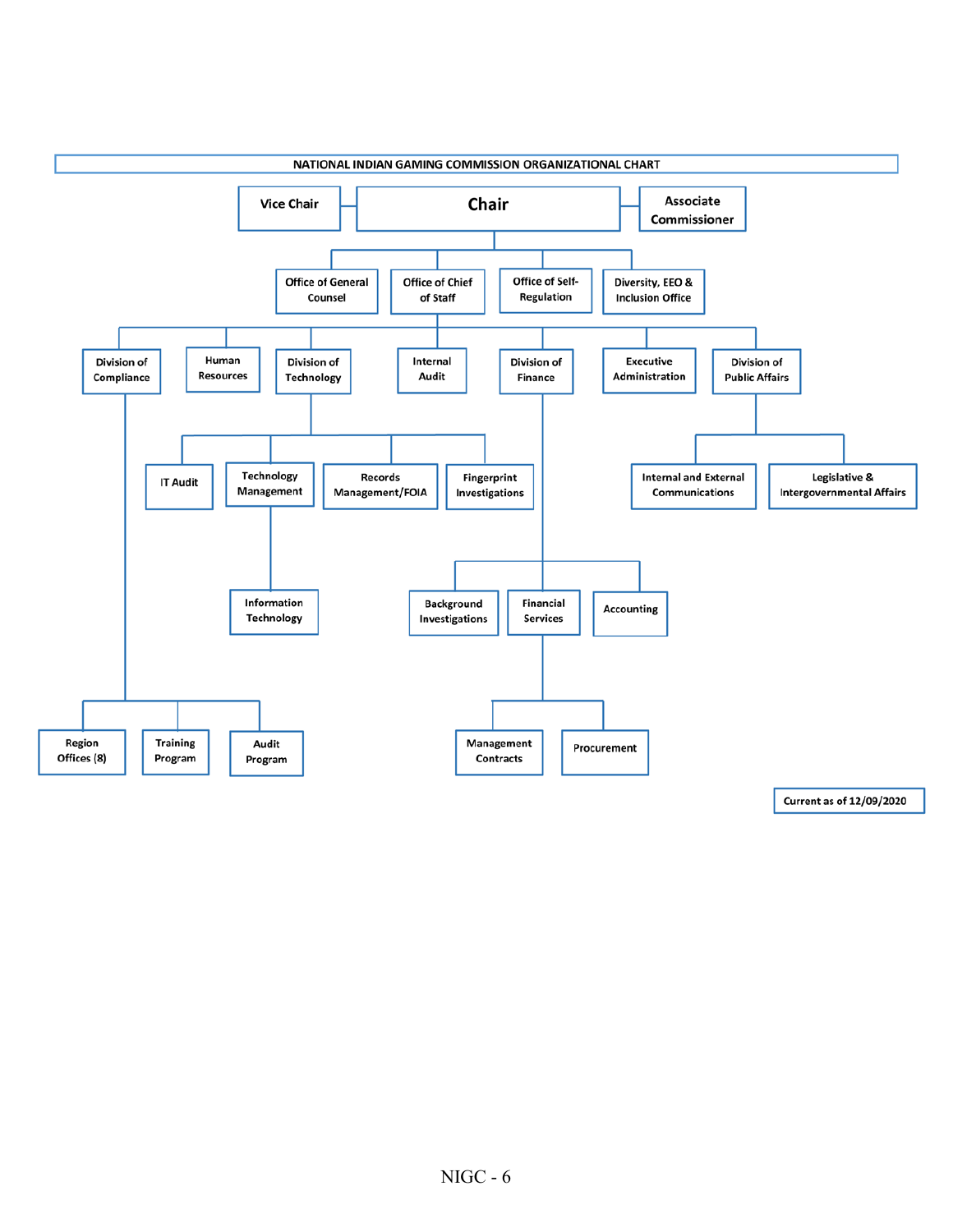# NATIONAL INDIAN GAMING COMMISSION ORGANIZATIONAL CHART

- **Chair**
  - Vice Chair
  - Associate Commissioner
  - Office of General Counsel
  - Office of Chief of Staff
    - Division of Compliance
      - Region Offices (8)
      - Training Program
      - Audit Program
    - Human Resources
    - Division of Technology
      - IT Audit
      - Technology Management
        - Information Technology
      - Records Management/FOIA
      - Fingerprint Investigations
    - Internal Audit
    - Division of Finance
      - Background Investigations
      - Financial Services
        - Management Contracts
        - Procurement
      - Accounting
    - Executive Administration
    - Division of Public Affairs
      - Internal and External Communications
      - Legislative & Intergovernmental Affairs
  - Office of Self-Regulation
  - Diversity, EEO & Inclusion Office

Current as of 12/09/2020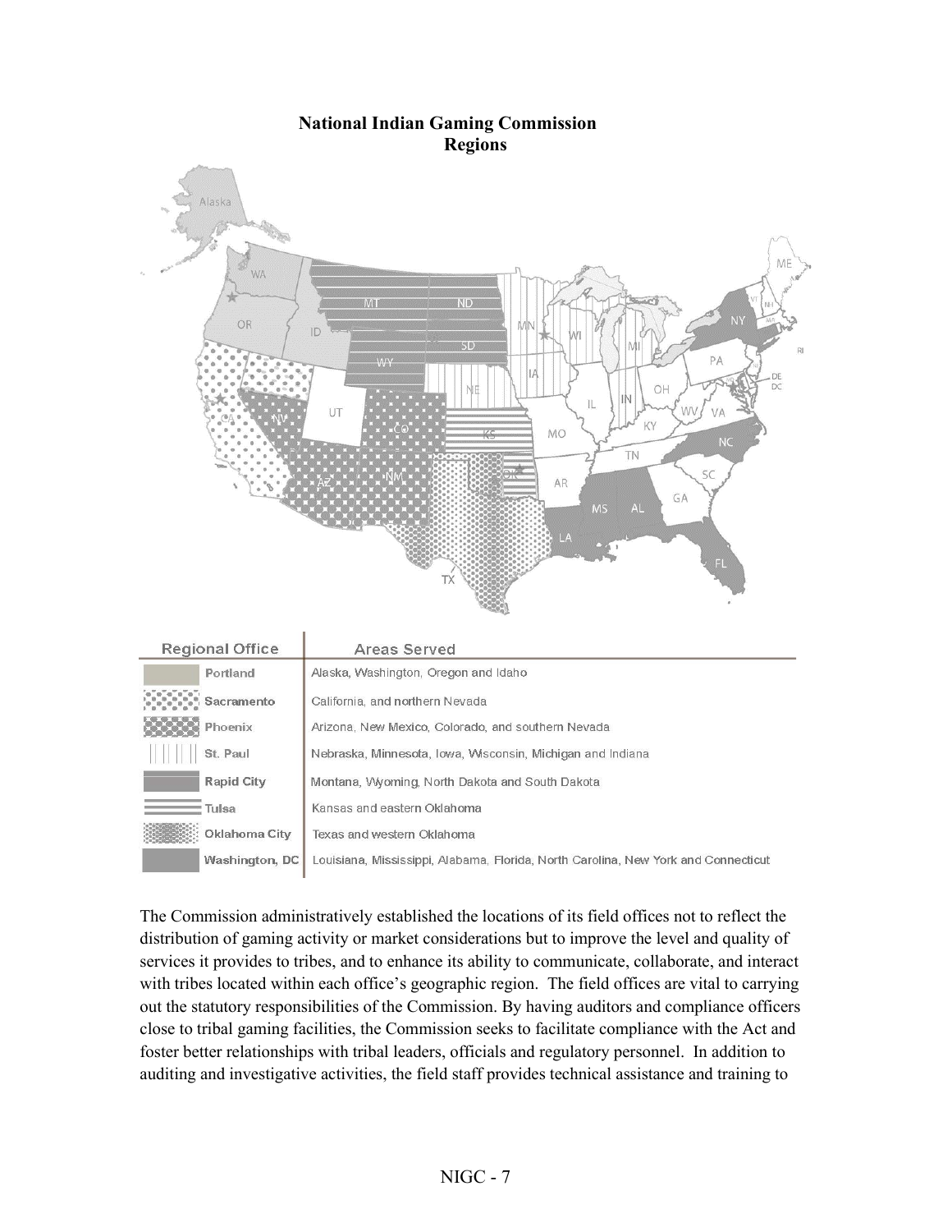**National Indian Gaming Commission**
**Regions**

| Regional Office | Areas Served |
| --- | --- |
| Portland | Alaska, Washington, Oregon and Idaho |
| Sacramento | California, and northern Nevada |
| Phoenix | Arizona, New Mexico, Colorado, and southern Nevada |
| St. Paul | Nebraska, Minnesota, Iowa, Wisconsin, Michigan and Indiana |
| Rapid City | Montana, Wyoming, North Dakota and South Dakota |
| Tulsa | Kansas and eastern Oklahoma |
| Oklahoma City | Texas and western Oklahoma |
| Washington, DC | Louisiana, Mississippi, Alabama, Florida, North Carolina, New York and Connecticut |

The Commission administratively established the locations of its field offices not to reflect the distribution of gaming activity or market considerations but to improve the level and quality of services it provides to tribes, and to enhance its ability to communicate, collaborate, and interact with tribes located within each office's geographic region. The field offices are vital to carrying out the statutory responsibilities of the Commission. By having auditors and compliance officers close to tribal gaming facilities, the Commission seeks to facilitate compliance with the Act and foster better relationships with tribal leaders, officials and regulatory personnel. In addition to auditing and investigative activities, the field staff provides technical assistance and training to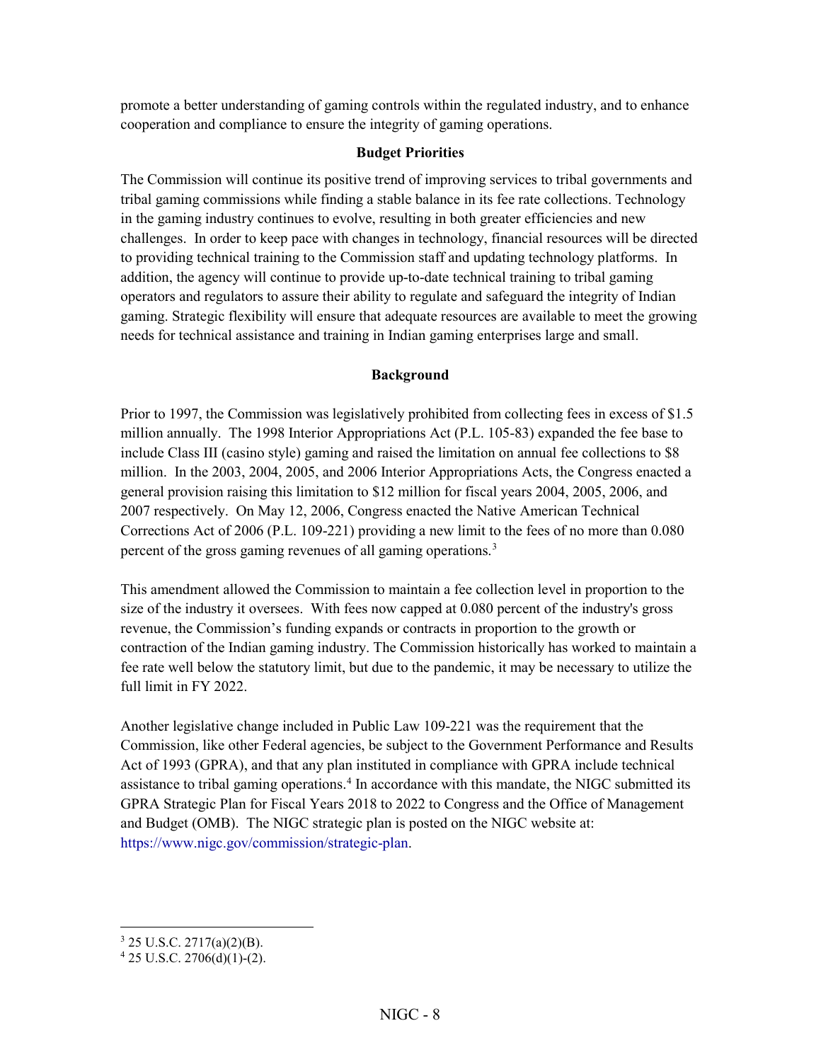promote a better understanding of gaming controls within the regulated industry, and to enhance cooperation and compliance to ensure the integrity of gaming operations.

## Budget Priorities

The Commission will continue its positive trend of improving services to tribal governments and tribal gaming commissions while finding a stable balance in its fee rate collections. Technology in the gaming industry continues to evolve, resulting in both greater efficiencies and new challenges. In order to keep pace with changes in technology, financial resources will be directed to providing technical training to the Commission staff and updating technology platforms. In addition, the agency will continue to provide up-to-date technical training to tribal gaming operators and regulators to assure their ability to regulate and safeguard the integrity of Indian gaming. Strategic flexibility will ensure that adequate resources are available to meet the growing needs for technical assistance and training in Indian gaming enterprises large and small.

## Background

Prior to 1997, the Commission was legislatively prohibited from collecting fees in excess of $1.5 million annually. The 1998 Interior Appropriations Act (P.L. 105-83) expanded the fee base to include Class III (casino style) gaming and raised the limitation on annual fee collections to $8 million. In the 2003, 2004, 2005, and 2006 Interior Appropriations Acts, the Congress enacted a general provision raising this limitation to $12 million for fiscal years 2004, 2005, 2006, and 2007 respectively. On May 12, 2006, Congress enacted the Native American Technical Corrections Act of 2006 (P.L. 109-221) providing a new limit to the fees of no more than 0.080 percent of the gross gaming revenues of all gaming operations.[3]

This amendment allowed the Commission to maintain a fee collection level in proportion to the size of the industry it oversees. With fees now capped at 0.080 percent of the industry's gross revenue, the Commission's funding expands or contracts in proportion to the growth or contraction of the Indian gaming industry. The Commission historically has worked to maintain a fee rate well below the statutory limit, but due to the pandemic, it may be necessary to utilize the full limit in FY 2022.

Another legislative change included in Public Law 109-221 was the requirement that the Commission, like other Federal agencies, be subject to the Government Performance and Results Act of 1993 (GPRA), and that any plan instituted in compliance with GPRA include technical assistance to tribal gaming operations.[4] In accordance with this mandate, the NIGC submitted its GPRA Strategic Plan for Fiscal Years 2018 to 2022 to Congress and the Office of Management and Budget (OMB). The NIGC strategic plan is posted on the NIGC website at: https://www.nigc.gov/commission/strategic-plan.

---

[3] 25 U.S.C. 2717(a)(2)(B).

[4] 25 U.S.C. 2706(d)(1)-(2).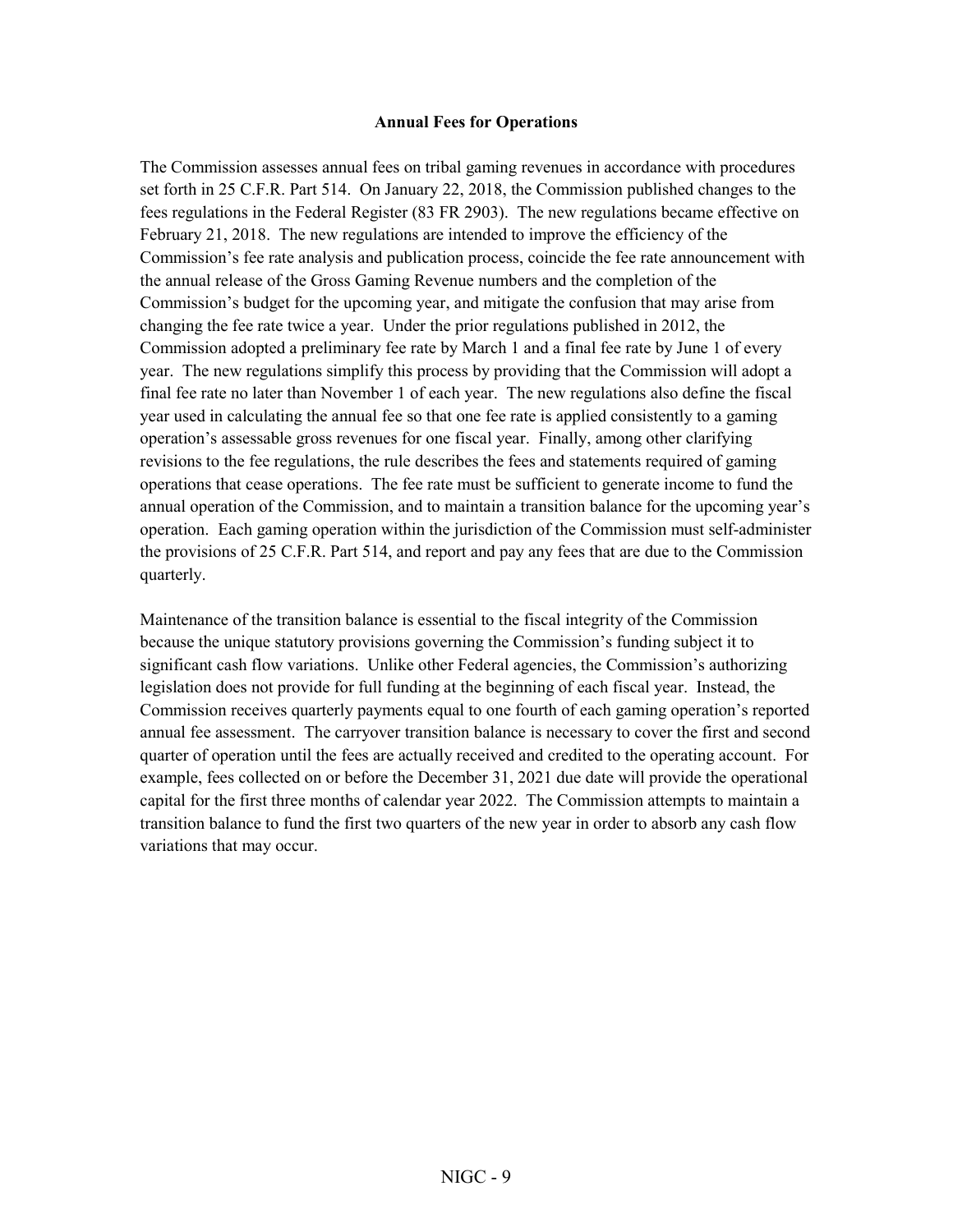## Annual Fees for Operations

The Commission assesses annual fees on tribal gaming revenues in accordance with procedures set forth in 25 C.F.R. Part 514. On January 22, 2018, the Commission published changes to the fees regulations in the Federal Register (83 FR 2903). The new regulations became effective on February 21, 2018. The new regulations are intended to improve the efficiency of the Commission's fee rate analysis and publication process, coincide the fee rate announcement with the annual release of the Gross Gaming Revenue numbers and the completion of the Commission's budget for the upcoming year, and mitigate the confusion that may arise from changing the fee rate twice a year. Under the prior regulations published in 2012, the Commission adopted a preliminary fee rate by March 1 and a final fee rate by June 1 of every year. The new regulations simplify this process by providing that the Commission will adopt a final fee rate no later than November 1 of each year. The new regulations also define the fiscal year used in calculating the annual fee so that one fee rate is applied consistently to a gaming operation's assessable gross revenues for one fiscal year. Finally, among other clarifying revisions to the fee regulations, the rule describes the fees and statements required of gaming operations that cease operations. The fee rate must be sufficient to generate income to fund the annual operation of the Commission, and to maintain a transition balance for the upcoming year's operation. Each gaming operation within the jurisdiction of the Commission must self-administer the provisions of 25 C.F.R. Part 514, and report and pay any fees that are due to the Commission quarterly.

Maintenance of the transition balance is essential to the fiscal integrity of the Commission because the unique statutory provisions governing the Commission's funding subject it to significant cash flow variations. Unlike other Federal agencies, the Commission's authorizing legislation does not provide for full funding at the beginning of each fiscal year. Instead, the Commission receives quarterly payments equal to one fourth of each gaming operation's reported annual fee assessment. The carryover transition balance is necessary to cover the first and second quarter of operation until the fees are actually received and credited to the operating account. For example, fees collected on or before the December 31, 2021 due date will provide the operational capital for the first three months of calendar year 2022. The Commission attempts to maintain a transition balance to fund the first two quarters of the new year in order to absorb any cash flow variations that may occur.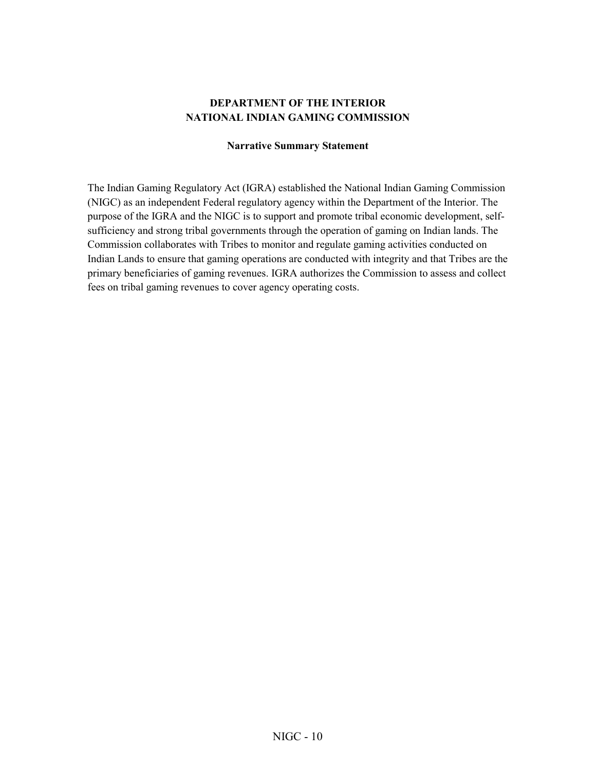# DEPARTMENT OF THE INTERIOR
# NATIONAL INDIAN GAMING COMMISSION

## Narrative Summary Statement

The Indian Gaming Regulatory Act (IGRA) established the National Indian Gaming Commission (NIGC) as an independent Federal regulatory agency within the Department of the Interior. The purpose of the IGRA and the NIGC is to support and promote tribal economic development, self-sufficiency and strong tribal governments through the operation of gaming on Indian lands. The Commission collaborates with Tribes to monitor and regulate gaming activities conducted on Indian Lands to ensure that gaming operations are conducted with integrity and that Tribes are the primary beneficiaries of gaming revenues. IGRA authorizes the Commission to assess and collect fees on tribal gaming revenues to cover agency operating costs.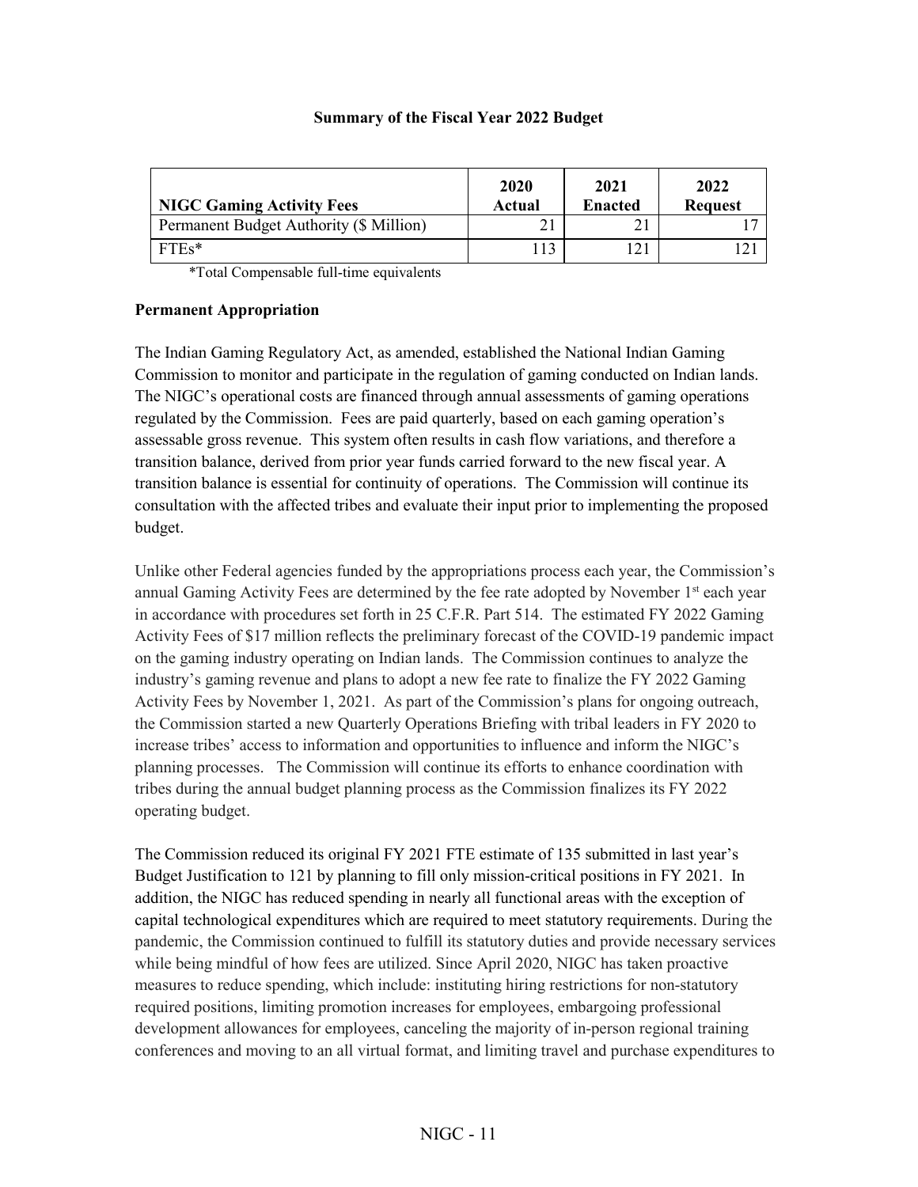**Summary of the Fiscal Year 2022 Budget**

| NIGC Gaming Activity Fees | 2020 Actual | 2021 Enacted | 2022 Request |
| --- | --- | --- | --- |
| Permanent Budget Authority ($ Million) | 21 | 21 | 17 |
| FTEs* | 113 | 121 | 121 |

*Total Compensable full-time equivalents

**Permanent Appropriation**

The Indian Gaming Regulatory Act, as amended, established the National Indian Gaming Commission to monitor and participate in the regulation of gaming conducted on Indian lands. The NIGC's operational costs are financed through annual assessments of gaming operations regulated by the Commission. Fees are paid quarterly, based on each gaming operation's assessable gross revenue. This system often results in cash flow variations, and therefore a transition balance, derived from prior year funds carried forward to the new fiscal year. A transition balance is essential for continuity of operations. The Commission will continue its consultation with the affected tribes and evaluate their input prior to implementing the proposed budget.

Unlike other Federal agencies funded by the appropriations process each year, the Commission's annual Gaming Activity Fees are determined by the fee rate adopted by November 1st each year in accordance with procedures set forth in 25 C.F.R. Part 514. The estimated FY 2022 Gaming Activity Fees of $17 million reflects the preliminary forecast of the COVID-19 pandemic impact on the gaming industry operating on Indian lands. The Commission continues to analyze the industry's gaming revenue and plans to adopt a new fee rate to finalize the FY 2022 Gaming Activity Fees by November 1, 2021. As part of the Commission's plans for ongoing outreach, the Commission started a new Quarterly Operations Briefing with tribal leaders in FY 2020 to increase tribes' access to information and opportunities to influence and inform the NIGC's planning processes. The Commission will continue its efforts to enhance coordination with tribes during the annual budget planning process as the Commission finalizes its FY 2022 operating budget.

The Commission reduced its original FY 2021 FTE estimate of 135 submitted in last year's Budget Justification to 121 by planning to fill only mission-critical positions in FY 2021. In addition, the NIGC has reduced spending in nearly all functional areas with the exception of capital technological expenditures which are required to meet statutory requirements. During the pandemic, the Commission continued to fulfill its statutory duties and provide necessary services while being mindful of how fees are utilized. Since April 2020, NIGC has taken proactive measures to reduce spending, which include: instituting hiring restrictions for non-statutory required positions, limiting promotion increases for employees, embargoing professional development allowances for employees, canceling the majority of in-person regional training conferences and moving to an all virtual format, and limiting travel and purchase expenditures to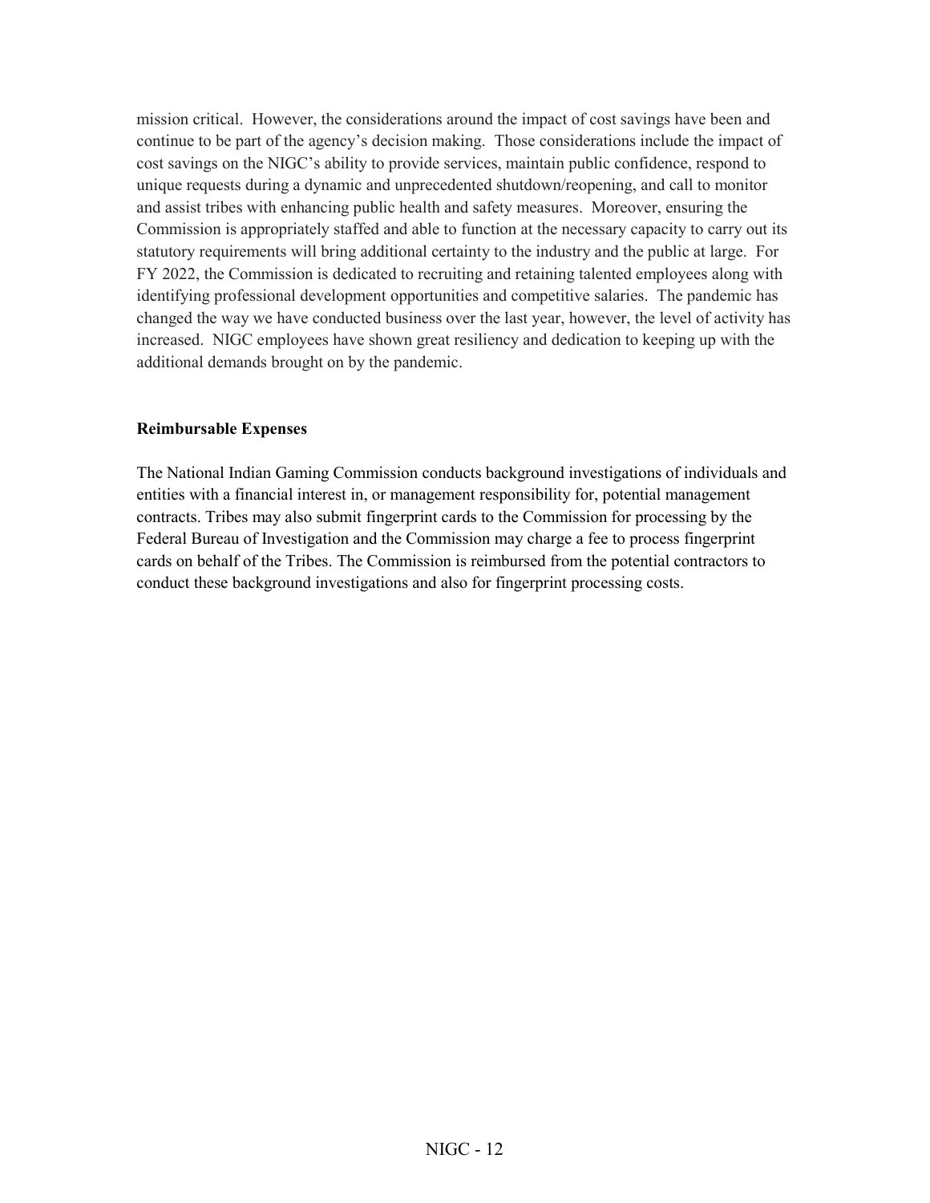mission critical. However, the considerations around the impact of cost savings have been and continue to be part of the agency's decision making. Those considerations include the impact of cost savings on the NIGC's ability to provide services, maintain public confidence, respond to unique requests during a dynamic and unprecedented shutdown/reopening, and call to monitor and assist tribes with enhancing public health and safety measures. Moreover, ensuring the Commission is appropriately staffed and able to function at the necessary capacity to carry out its statutory requirements will bring additional certainty to the industry and the public at large. For FY 2022, the Commission is dedicated to recruiting and retaining talented employees along with identifying professional development opportunities and competitive salaries. The pandemic has changed the way we have conducted business over the last year, however, the level of activity has increased. NIGC employees have shown great resiliency and dedication to keeping up with the additional demands brought on by the pandemic.

**Reimbursable Expenses**

The National Indian Gaming Commission conducts background investigations of individuals and entities with a financial interest in, or management responsibility for, potential management contracts. Tribes may also submit fingerprint cards to the Commission for processing by the Federal Bureau of Investigation and the Commission may charge a fee to process fingerprint cards on behalf of the Tribes. The Commission is reimbursed from the potential contractors to conduct these background investigations and also for fingerprint processing costs.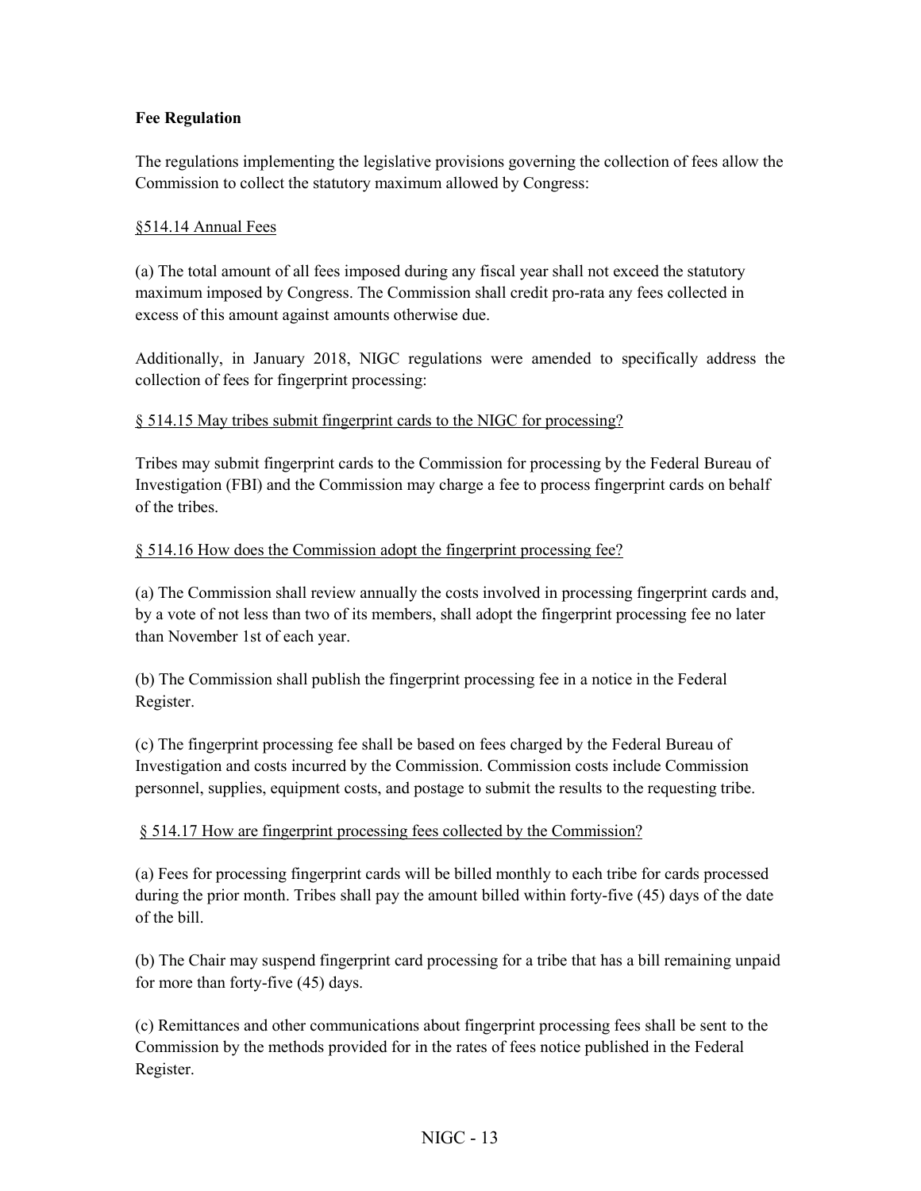**Fee Regulation**

The regulations implementing the legislative provisions governing the collection of fees allow the Commission to collect the statutory maximum allowed by Congress:

§514.14 Annual Fees

(a) The total amount of all fees imposed during any fiscal year shall not exceed the statutory maximum imposed by Congress. The Commission shall credit pro-rata any fees collected in excess of this amount against amounts otherwise due.

Additionally, in January 2018, NIGC regulations were amended to specifically address the collection of fees for fingerprint processing:

§ 514.15 May tribes submit fingerprint cards to the NIGC for processing?

Tribes may submit fingerprint cards to the Commission for processing by the Federal Bureau of Investigation (FBI) and the Commission may charge a fee to process fingerprint cards on behalf of the tribes.

§ 514.16 How does the Commission adopt the fingerprint processing fee?

(a) The Commission shall review annually the costs involved in processing fingerprint cards and, by a vote of not less than two of its members, shall adopt the fingerprint processing fee no later than November 1st of each year.

(b) The Commission shall publish the fingerprint processing fee in a notice in the Federal Register.

(c) The fingerprint processing fee shall be based on fees charged by the Federal Bureau of Investigation and costs incurred by the Commission. Commission costs include Commission personnel, supplies, equipment costs, and postage to submit the results to the requesting tribe.

§ 514.17 How are fingerprint processing fees collected by the Commission?

(a) Fees for processing fingerprint cards will be billed monthly to each tribe for cards processed during the prior month. Tribes shall pay the amount billed within forty-five (45) days of the date of the bill.

(b) The Chair may suspend fingerprint card processing for a tribe that has a bill remaining unpaid for more than forty-five (45) days.

(c) Remittances and other communications about fingerprint processing fees shall be sent to the Commission by the methods provided for in the rates of fees notice published in the Federal Register.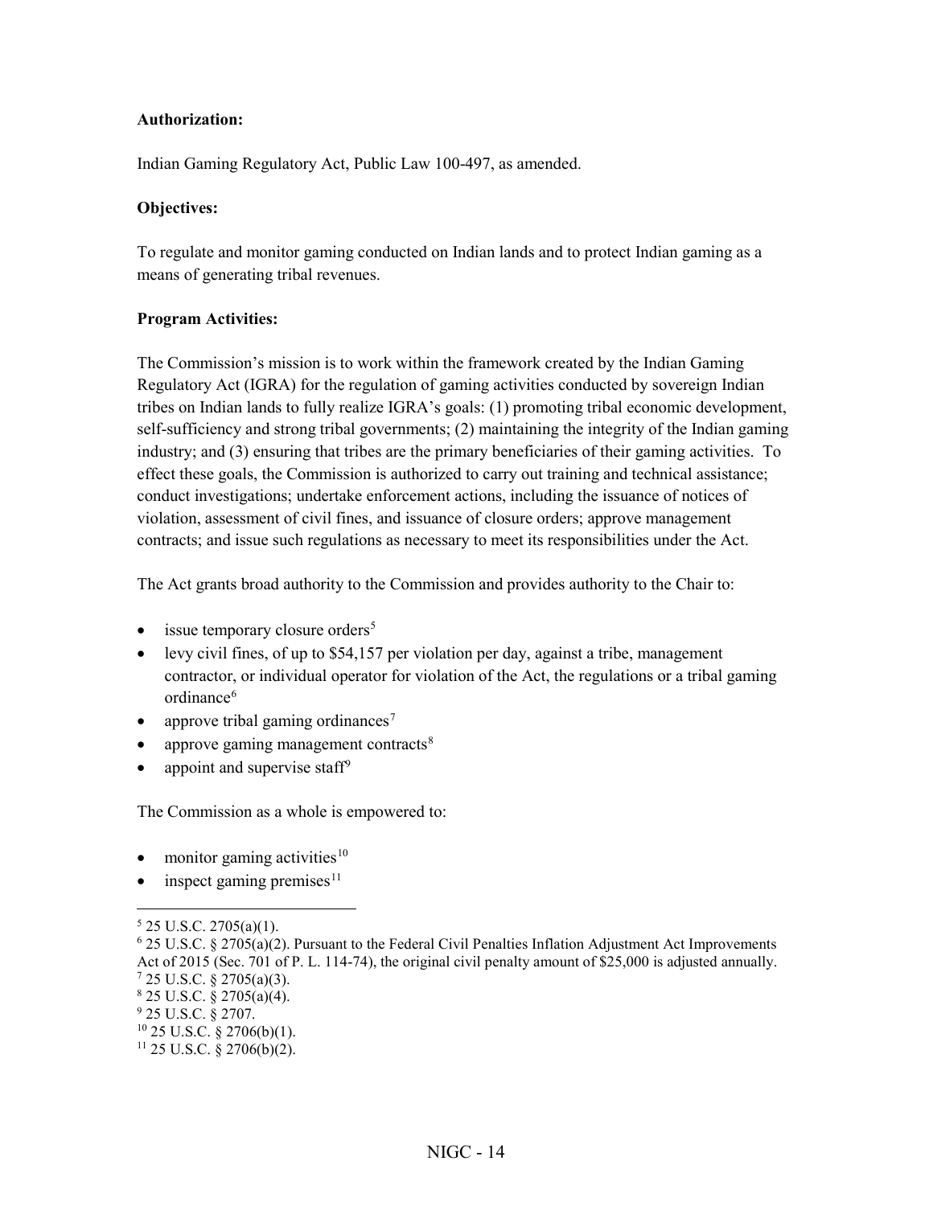**Authorization:**

Indian Gaming Regulatory Act, Public Law 100-497, as amended.

**Objectives:**

To regulate and monitor gaming conducted on Indian lands and to protect Indian gaming as a means of generating tribal revenues.

**Program Activities:**

The Commission's mission is to work within the framework created by the Indian Gaming Regulatory Act (IGRA) for the regulation of gaming activities conducted by sovereign Indian tribes on Indian lands to fully realize IGRA's goals: (1) promoting tribal economic development, self-sufficiency and strong tribal governments; (2) maintaining the integrity of the Indian gaming industry; and (3) ensuring that tribes are the primary beneficiaries of their gaming activities. To effect these goals, the Commission is authorized to carry out training and technical assistance; conduct investigations; undertake enforcement actions, including the issuance of notices of violation, assessment of civil fines, and issuance of closure orders; approve management contracts; and issue such regulations as necessary to meet its responsibilities under the Act.

The Act grants broad authority to the Commission and provides authority to the Chair to:

- issue temporary closure orders[5]
- levy civil fines, of up to $54,157 per violation per day, against a tribe, management contractor, or individual operator for violation of the Act, the regulations or a tribal gaming ordinance[6]
- approve tribal gaming ordinances[7]
- approve gaming management contracts[8]
- appoint and supervise staff[9]

The Commission as a whole is empowered to:

- monitor gaming activities[10]
- inspect gaming premises[11]

---

[5] 25 U.S.C. 2705(a)(1).
[6] 25 U.S.C. § 2705(a)(2). Pursuant to the Federal Civil Penalties Inflation Adjustment Act Improvements Act of 2015 (Sec. 701 of P. L. 114-74), the original civil penalty amount of $25,000 is adjusted annually.
[7] 25 U.S.C. § 2705(a)(3).
[8] 25 U.S.C. § 2705(a)(4).
[9] 25 U.S.C. § 2707.
[10] 25 U.S.C. § 2706(b)(1).
[11] 25 U.S.C. § 2706(b)(2).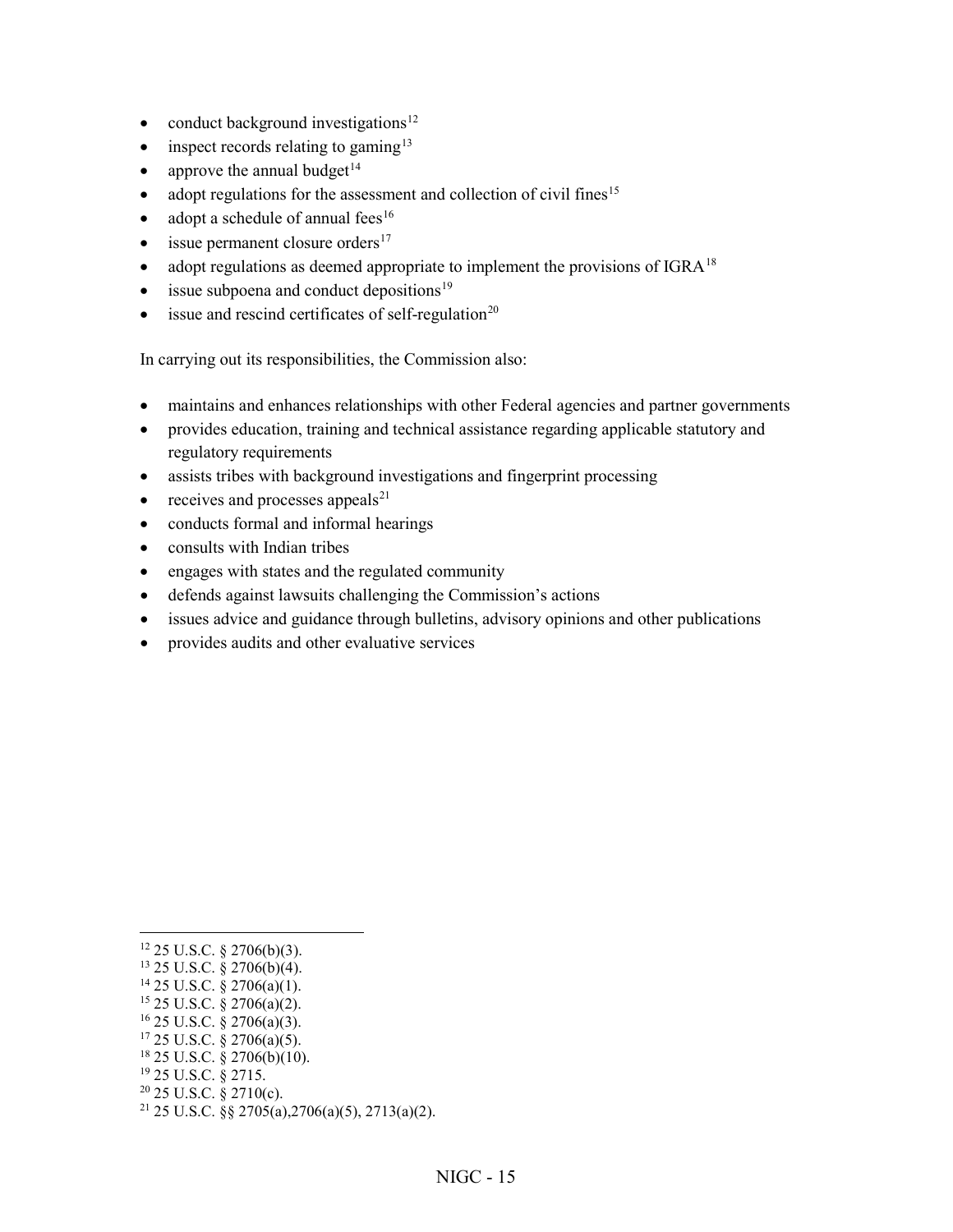- conduct background investigations[12]
- inspect records relating to gaming[13]
- approve the annual budget[14]
- adopt regulations for the assessment and collection of civil fines[15]
- adopt a schedule of annual fees[16]
- issue permanent closure orders[17]
- adopt regulations as deemed appropriate to implement the provisions of IGRA[18]
- issue subpoena and conduct depositions[19]
- issue and rescind certificates of self-regulation[20]

In carrying out its responsibilities, the Commission also:

- maintains and enhances relationships with other Federal agencies and partner governments
- provides education, training and technical assistance regarding applicable statutory and regulatory requirements
- assists tribes with background investigations and fingerprint processing
- receives and processes appeals[21]
- conducts formal and informal hearings
- consults with Indian tribes
- engages with states and the regulated community
- defends against lawsuits challenging the Commission's actions
- issues advice and guidance through bulletins, advisory opinions and other publications
- provides audits and other evaluative services

---

[12] 25 U.S.C. § 2706(b)(3).
[13] 25 U.S.C. § 2706(b)(4).
[14] 25 U.S.C. § 2706(a)(1).
[15] 25 U.S.C. § 2706(a)(2).
[16] 25 U.S.C. § 2706(a)(3).
[17] 25 U.S.C. § 2706(a)(5).
[18] 25 U.S.C. § 2706(b)(10).
[19] 25 U.S.C. § 2715.
[20] 25 U.S.C. § 2710(c).
[21] 25 U.S.C. §§ 2705(a),2706(a)(5), 2713(a)(2).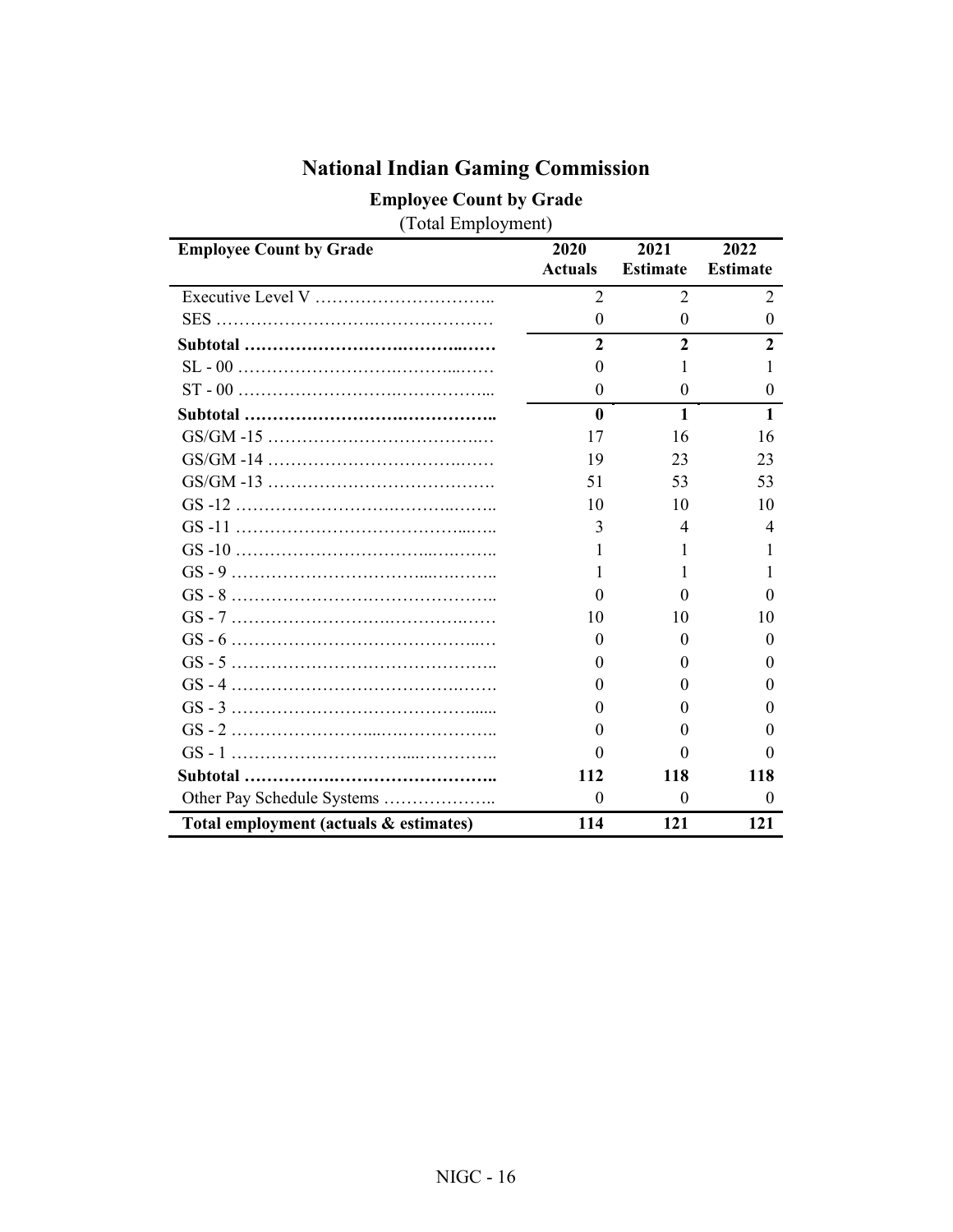# National Indian Gaming Commission

## Employee Count by Grade

(Total Employment)

| Employee Count by Grade | 2020 Actuals | 2021 Estimate | 2022 Estimate |
|---|---|---|---|
| Executive Level V ………………………….. | 2 | 2 | 2 |
| SES ……………………….………………… | 0 | 0 | 0 |
| **Subtotal ………………………….……..……** | **2** | **2** | **2** |
| SL - 00 ……………………….………...…… | 0 | 1 | 1 |
| ST - 00 ……………………….……………... | 0 | 0 | 0 |
| **Subtotal ………………………….……………..** | **0** | **1** | **1** |
| GS/GM -15 ……………………………..… | 17 | 16 | 16 |
| GS/GM -14 ……………………………..…… | 19 | 23 | 23 |
| GS/GM -13 …………………………………. | 51 | 53 | 53 |
| GS -12 ……………………….………..…….. | 10 | 10 | 10 |
| GS -11 ……………………………….....….. | 3 | 4 | 4 |
| GS -10 ……………………………...….…….. | 1 | 1 | 1 |
| GS - 9 ……………………………....….…….. | 1 | 1 | 1 |
| GS - 8 ……………………………………….. | 0 | 0 | 0 |
| GS - 7 ……………………….…………..…… | 10 | 10 | 10 |
| GS - 6 ……………………………………..… | 0 | 0 | 0 |
| GS - 5 ……………………………………….. | 0 | 0 | 0 |
| GS - 4 ……………………………………..…. | 0 | 0 | 0 |
| GS - 3 …………………………………...... | 0 | 0 | 0 |
| GS - 2 ……………………...….……………. | 0 | 0 | 0 |
| GS - 1 …………………………....………….. | 0 | 0 | 0 |
| **Subtotal ……………….……………………..** | **112** | **118** | **118** |
| Other Pay Schedule Systems ……………….. | 0 | 0 | 0 |
| **Total employment (actuals & estimates)** | **114** | **121** | **121** |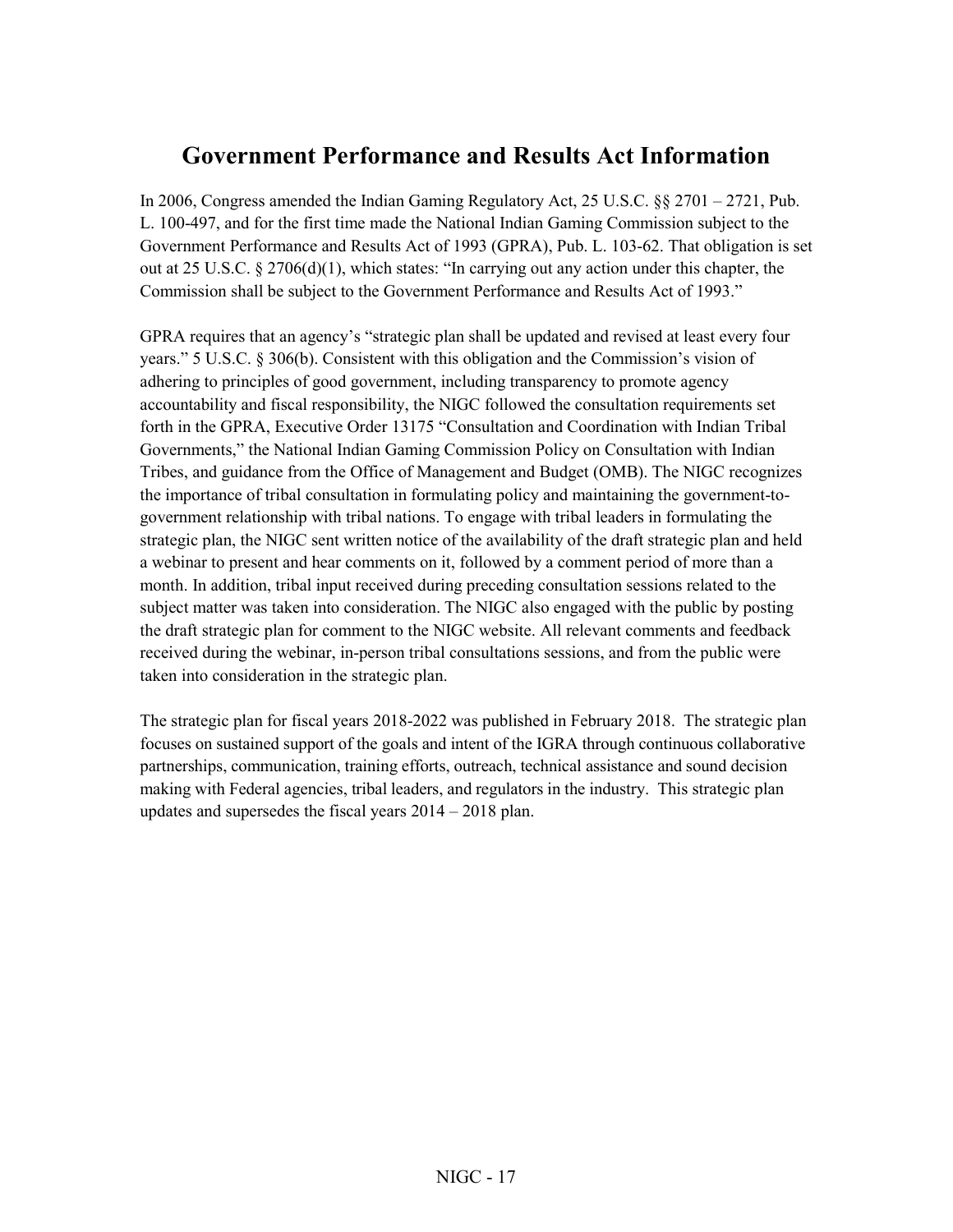# Government Performance and Results Act Information

In 2006, Congress amended the Indian Gaming Regulatory Act, 25 U.S.C. §§ 2701 – 2721, Pub. L. 100-497, and for the first time made the National Indian Gaming Commission subject to the Government Performance and Results Act of 1993 (GPRA), Pub. L. 103-62. That obligation is set out at 25 U.S.C. § 2706(d)(1), which states: "In carrying out any action under this chapter, the Commission shall be subject to the Government Performance and Results Act of 1993."

GPRA requires that an agency's "strategic plan shall be updated and revised at least every four years." 5 U.S.C. § 306(b). Consistent with this obligation and the Commission's vision of adhering to principles of good government, including transparency to promote agency accountability and fiscal responsibility, the NIGC followed the consultation requirements set forth in the GPRA, Executive Order 13175 "Consultation and Coordination with Indian Tribal Governments," the National Indian Gaming Commission Policy on Consultation with Indian Tribes, and guidance from the Office of Management and Budget (OMB). The NIGC recognizes the importance of tribal consultation in formulating policy and maintaining the government-to-government relationship with tribal nations. To engage with tribal leaders in formulating the strategic plan, the NIGC sent written notice of the availability of the draft strategic plan and held a webinar to present and hear comments on it, followed by a comment period of more than a month. In addition, tribal input received during preceding consultation sessions related to the subject matter was taken into consideration. The NIGC also engaged with the public by posting the draft strategic plan for comment to the NIGC website. All relevant comments and feedback received during the webinar, in-person tribal consultations sessions, and from the public were taken into consideration in the strategic plan.

The strategic plan for fiscal years 2018-2022 was published in February 2018. The strategic plan focuses on sustained support of the goals and intent of the IGRA through continuous collaborative partnerships, communication, training efforts, outreach, technical assistance and sound decision making with Federal agencies, tribal leaders, and regulators in the industry. This strategic plan updates and supersedes the fiscal years 2014 – 2018 plan.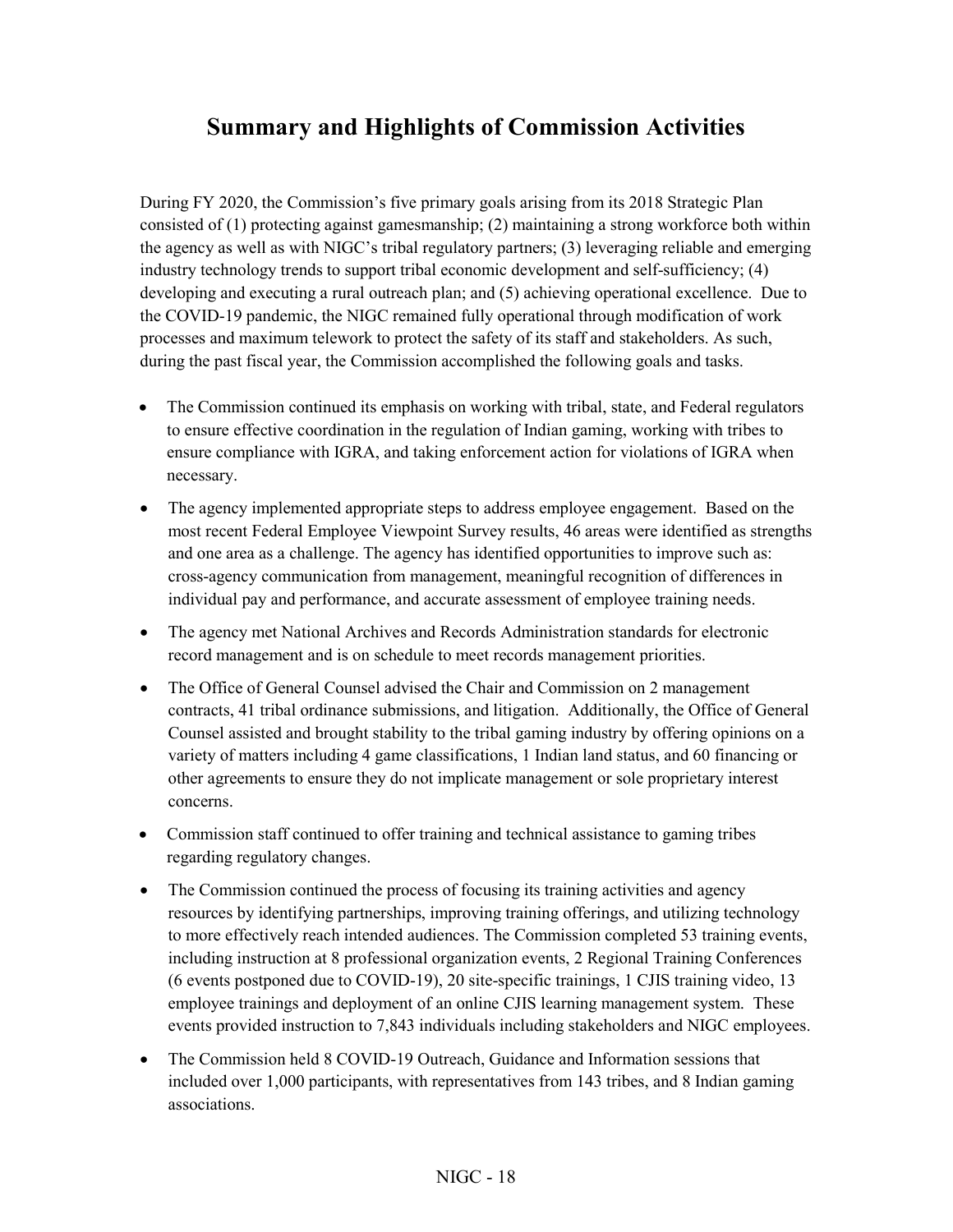# Summary and Highlights of Commission Activities

During FY 2020, the Commission's five primary goals arising from its 2018 Strategic Plan consisted of (1) protecting against gamesmanship; (2) maintaining a strong workforce both within the agency as well as with NIGC's tribal regulatory partners; (3) leveraging reliable and emerging industry technology trends to support tribal economic development and self-sufficiency; (4) developing and executing a rural outreach plan; and (5) achieving operational excellence. Due to the COVID-19 pandemic, the NIGC remained fully operational through modification of work processes and maximum telework to protect the safety of its staff and stakeholders. As such, during the past fiscal year, the Commission accomplished the following goals and tasks.

- The Commission continued its emphasis on working with tribal, state, and Federal regulators to ensure effective coordination in the regulation of Indian gaming, working with tribes to ensure compliance with IGRA, and taking enforcement action for violations of IGRA when necessary.
- The agency implemented appropriate steps to address employee engagement. Based on the most recent Federal Employee Viewpoint Survey results, 46 areas were identified as strengths and one area as a challenge. The agency has identified opportunities to improve such as: cross-agency communication from management, meaningful recognition of differences in individual pay and performance, and accurate assessment of employee training needs.
- The agency met National Archives and Records Administration standards for electronic record management and is on schedule to meet records management priorities.
- The Office of General Counsel advised the Chair and Commission on 2 management contracts, 41 tribal ordinance submissions, and litigation. Additionally, the Office of General Counsel assisted and brought stability to the tribal gaming industry by offering opinions on a variety of matters including 4 game classifications, 1 Indian land status, and 60 financing or other agreements to ensure they do not implicate management or sole proprietary interest concerns.
- Commission staff continued to offer training and technical assistance to gaming tribes regarding regulatory changes.
- The Commission continued the process of focusing its training activities and agency resources by identifying partnerships, improving training offerings, and utilizing technology to more effectively reach intended audiences. The Commission completed 53 training events, including instruction at 8 professional organization events, 2 Regional Training Conferences (6 events postponed due to COVID-19), 20 site-specific trainings, 1 CJIS training video, 13 employee trainings and deployment of an online CJIS learning management system. These events provided instruction to 7,843 individuals including stakeholders and NIGC employees.
- The Commission held 8 COVID-19 Outreach, Guidance and Information sessions that included over 1,000 participants, with representatives from 143 tribes, and 8 Indian gaming associations.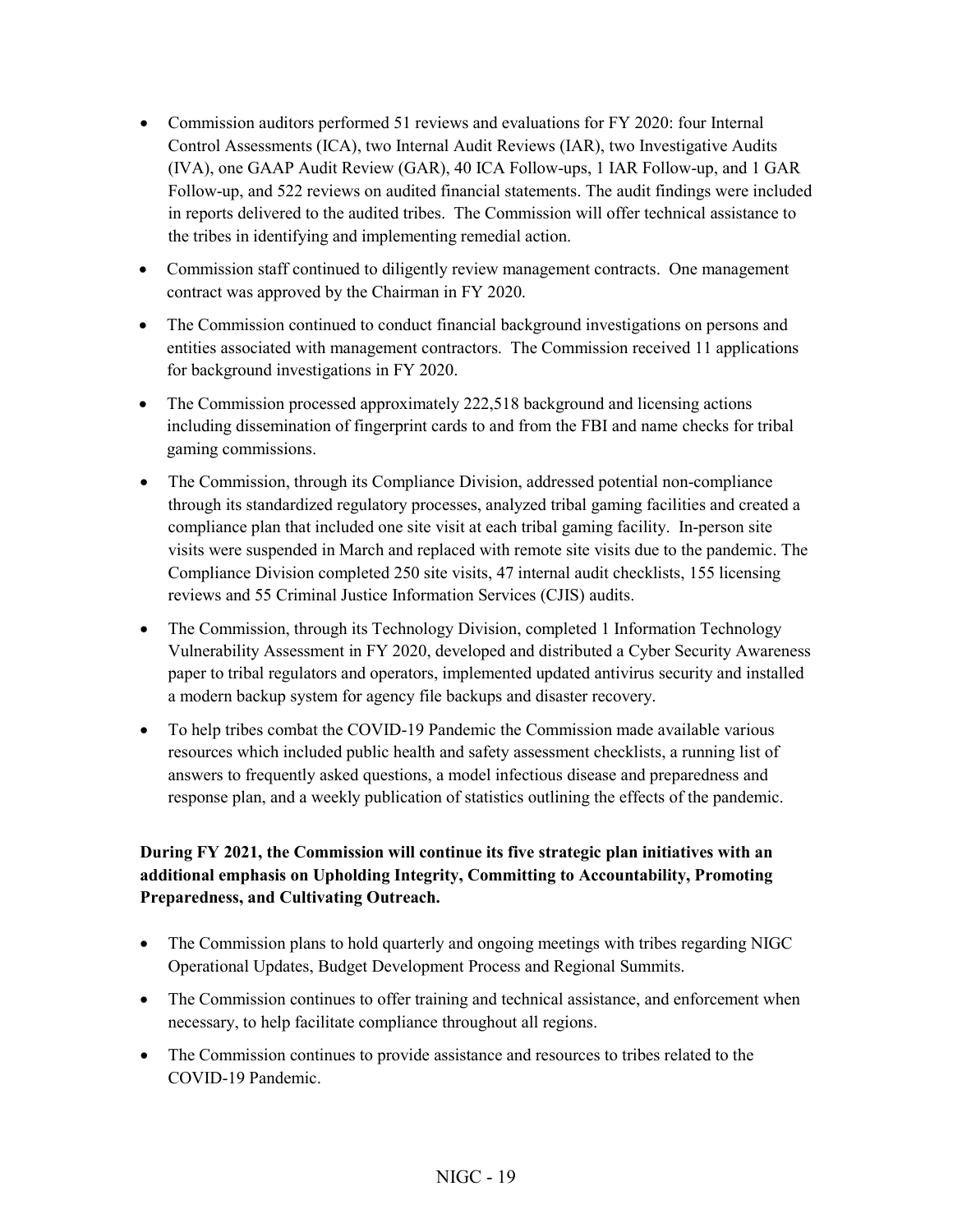- Commission auditors performed 51 reviews and evaluations for FY 2020: four Internal Control Assessments (ICA), two Internal Audit Reviews (IAR), two Investigative Audits (IVA), one GAAP Audit Review (GAR), 40 ICA Follow-ups, 1 IAR Follow-up, and 1 GAR Follow-up, and 522 reviews on audited financial statements. The audit findings were included in reports delivered to the audited tribes. The Commission will offer technical assistance to the tribes in identifying and implementing remedial action.
- Commission staff continued to diligently review management contracts. One management contract was approved by the Chairman in FY 2020.
- The Commission continued to conduct financial background investigations on persons and entities associated with management contractors. The Commission received 11 applications for background investigations in FY 2020.
- The Commission processed approximately 222,518 background and licensing actions including dissemination of fingerprint cards to and from the FBI and name checks for tribal gaming commissions.
- The Commission, through its Compliance Division, addressed potential non-compliance through its standardized regulatory processes, analyzed tribal gaming facilities and created a compliance plan that included one site visit at each tribal gaming facility. In-person site visits were suspended in March and replaced with remote site visits due to the pandemic. The Compliance Division completed 250 site visits, 47 internal audit checklists, 155 licensing reviews and 55 Criminal Justice Information Services (CJIS) audits.
- The Commission, through its Technology Division, completed 1 Information Technology Vulnerability Assessment in FY 2020, developed and distributed a Cyber Security Awareness paper to tribal regulators and operators, implemented updated antivirus security and installed a modern backup system for agency file backups and disaster recovery.
- To help tribes combat the COVID-19 Pandemic the Commission made available various resources which included public health and safety assessment checklists, a running list of answers to frequently asked questions, a model infectious disease and preparedness and response plan, and a weekly publication of statistics outlining the effects of the pandemic.

**During FY 2021, the Commission will continue its five strategic plan initiatives with an additional emphasis on Upholding Integrity, Committing to Accountability, Promoting Preparedness, and Cultivating Outreach.**

- The Commission plans to hold quarterly and ongoing meetings with tribes regarding NIGC Operational Updates, Budget Development Process and Regional Summits.
- The Commission continues to offer training and technical assistance, and enforcement when necessary, to help facilitate compliance throughout all regions.
- The Commission continues to provide assistance and resources to tribes related to the COVID-19 Pandemic.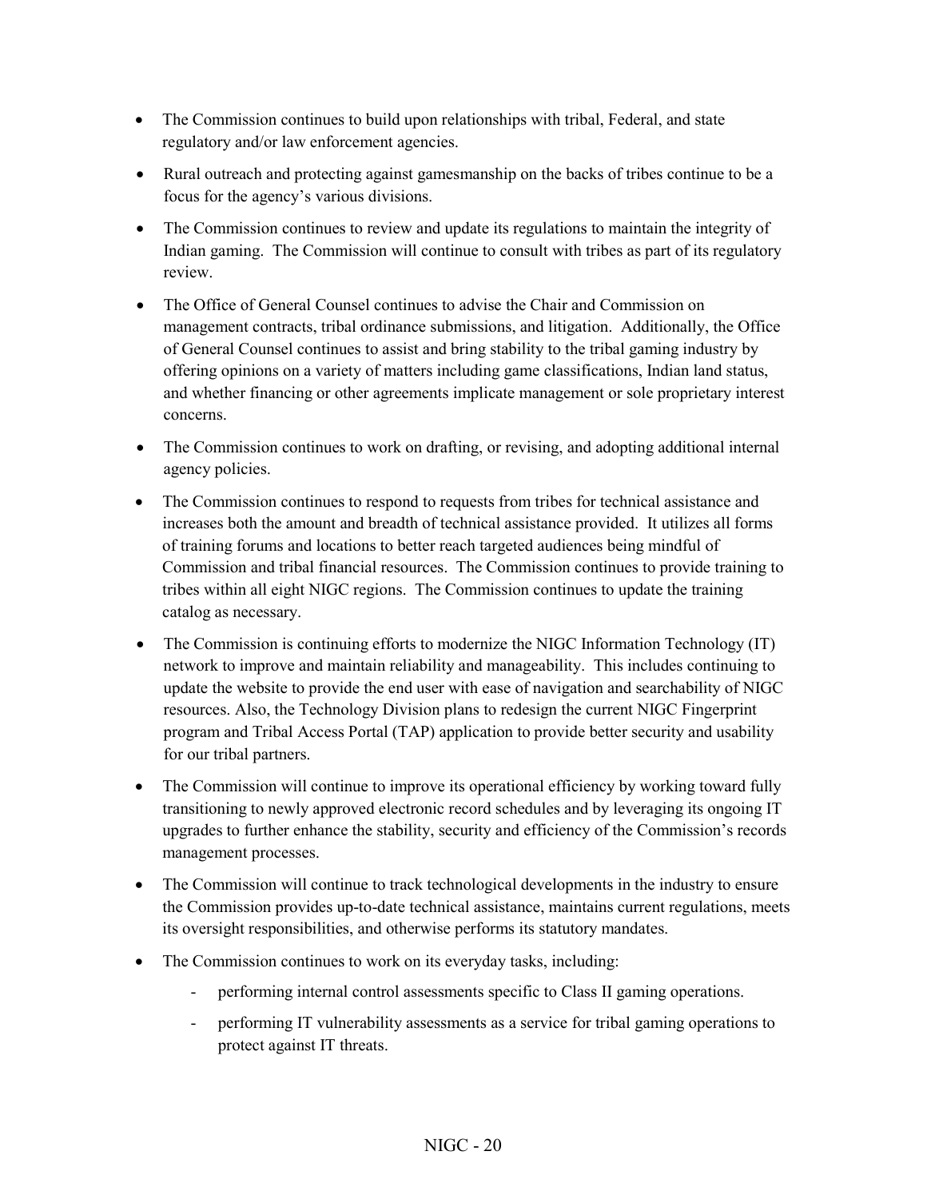- The Commission continues to build upon relationships with tribal, Federal, and state regulatory and/or law enforcement agencies.
- Rural outreach and protecting against gamesmanship on the backs of tribes continue to be a focus for the agency's various divisions.
- The Commission continues to review and update its regulations to maintain the integrity of Indian gaming. The Commission will continue to consult with tribes as part of its regulatory review.
- The Office of General Counsel continues to advise the Chair and Commission on management contracts, tribal ordinance submissions, and litigation. Additionally, the Office of General Counsel continues to assist and bring stability to the tribal gaming industry by offering opinions on a variety of matters including game classifications, Indian land status, and whether financing or other agreements implicate management or sole proprietary interest concerns.
- The Commission continues to work on drafting, or revising, and adopting additional internal agency policies.
- The Commission continues to respond to requests from tribes for technical assistance and increases both the amount and breadth of technical assistance provided. It utilizes all forms of training forums and locations to better reach targeted audiences being mindful of Commission and tribal financial resources. The Commission continues to provide training to tribes within all eight NIGC regions. The Commission continues to update the training catalog as necessary.
- The Commission is continuing efforts to modernize the NIGC Information Technology (IT) network to improve and maintain reliability and manageability. This includes continuing to update the website to provide the end user with ease of navigation and searchability of NIGC resources. Also, the Technology Division plans to redesign the current NIGC Fingerprint program and Tribal Access Portal (TAP) application to provide better security and usability for our tribal partners.
- The Commission will continue to improve its operational efficiency by working toward fully transitioning to newly approved electronic record schedules and by leveraging its ongoing IT upgrades to further enhance the stability, security and efficiency of the Commission's records management processes.
- The Commission will continue to track technological developments in the industry to ensure the Commission provides up-to-date technical assistance, maintains current regulations, meets its oversight responsibilities, and otherwise performs its statutory mandates.
- The Commission continues to work on its everyday tasks, including:
  - performing internal control assessments specific to Class II gaming operations.
  - performing IT vulnerability assessments as a service for tribal gaming operations to protect against IT threats.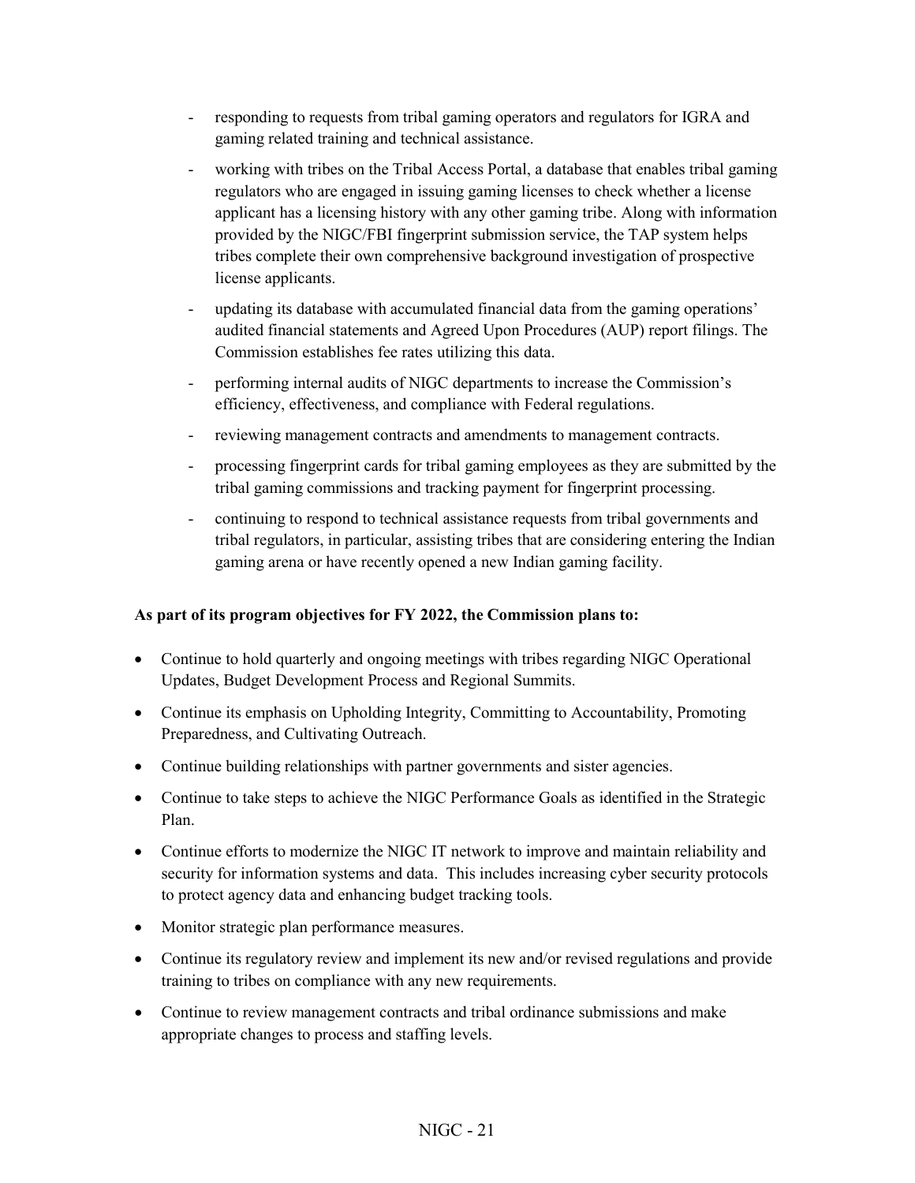- responding to requests from tribal gaming operators and regulators for IGRA and gaming related training and technical assistance.
- working with tribes on the Tribal Access Portal, a database that enables tribal gaming regulators who are engaged in issuing gaming licenses to check whether a license applicant has a licensing history with any other gaming tribe. Along with information provided by the NIGC/FBI fingerprint submission service, the TAP system helps tribes complete their own comprehensive background investigation of prospective license applicants.
- updating its database with accumulated financial data from the gaming operations' audited financial statements and Agreed Upon Procedures (AUP) report filings. The Commission establishes fee rates utilizing this data.
- performing internal audits of NIGC departments to increase the Commission's efficiency, effectiveness, and compliance with Federal regulations.
- reviewing management contracts and amendments to management contracts.
- processing fingerprint cards for tribal gaming employees as they are submitted by the tribal gaming commissions and tracking payment for fingerprint processing.
- continuing to respond to technical assistance requests from tribal governments and tribal regulators, in particular, assisting tribes that are considering entering the Indian gaming arena or have recently opened a new Indian gaming facility.

**As part of its program objectives for FY 2022, the Commission plans to:**

- Continue to hold quarterly and ongoing meetings with tribes regarding NIGC Operational Updates, Budget Development Process and Regional Summits.
- Continue its emphasis on Upholding Integrity, Committing to Accountability, Promoting Preparedness, and Cultivating Outreach.
- Continue building relationships with partner governments and sister agencies.
- Continue to take steps to achieve the NIGC Performance Goals as identified in the Strategic Plan.
- Continue efforts to modernize the NIGC IT network to improve and maintain reliability and security for information systems and data. This includes increasing cyber security protocols to protect agency data and enhancing budget tracking tools.
- Monitor strategic plan performance measures.
- Continue its regulatory review and implement its new and/or revised regulations and provide training to tribes on compliance with any new requirements.
- Continue to review management contracts and tribal ordinance submissions and make appropriate changes to process and staffing levels.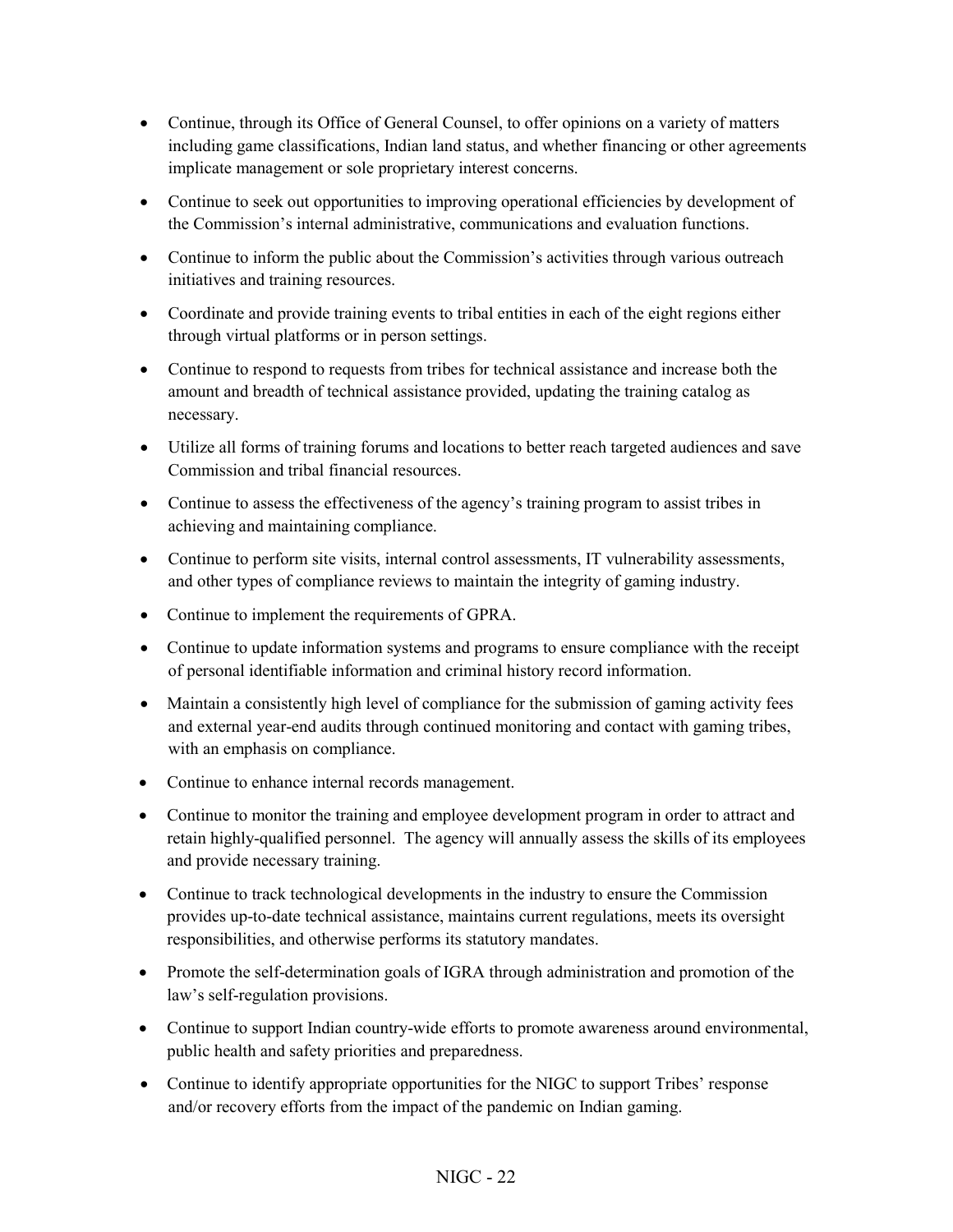- Continue, through its Office of General Counsel, to offer opinions on a variety of matters including game classifications, Indian land status, and whether financing or other agreements implicate management or sole proprietary interest concerns.
- Continue to seek out opportunities to improving operational efficiencies by development of the Commission's internal administrative, communications and evaluation functions.
- Continue to inform the public about the Commission's activities through various outreach initiatives and training resources.
- Coordinate and provide training events to tribal entities in each of the eight regions either through virtual platforms or in person settings.
- Continue to respond to requests from tribes for technical assistance and increase both the amount and breadth of technical assistance provided, updating the training catalog as necessary.
- Utilize all forms of training forums and locations to better reach targeted audiences and save Commission and tribal financial resources.
- Continue to assess the effectiveness of the agency's training program to assist tribes in achieving and maintaining compliance.
- Continue to perform site visits, internal control assessments, IT vulnerability assessments, and other types of compliance reviews to maintain the integrity of gaming industry.
- Continue to implement the requirements of GPRA.
- Continue to update information systems and programs to ensure compliance with the receipt of personal identifiable information and criminal history record information.
- Maintain a consistently high level of compliance for the submission of gaming activity fees and external year-end audits through continued monitoring and contact with gaming tribes, with an emphasis on compliance.
- Continue to enhance internal records management.
- Continue to monitor the training and employee development program in order to attract and retain highly-qualified personnel. The agency will annually assess the skills of its employees and provide necessary training.
- Continue to track technological developments in the industry to ensure the Commission provides up-to-date technical assistance, maintains current regulations, meets its oversight responsibilities, and otherwise performs its statutory mandates.
- Promote the self-determination goals of IGRA through administration and promotion of the law's self-regulation provisions.
- Continue to support Indian country-wide efforts to promote awareness around environmental, public health and safety priorities and preparedness.
- Continue to identify appropriate opportunities for the NIGC to support Tribes' response and/or recovery efforts from the impact of the pandemic on Indian gaming.